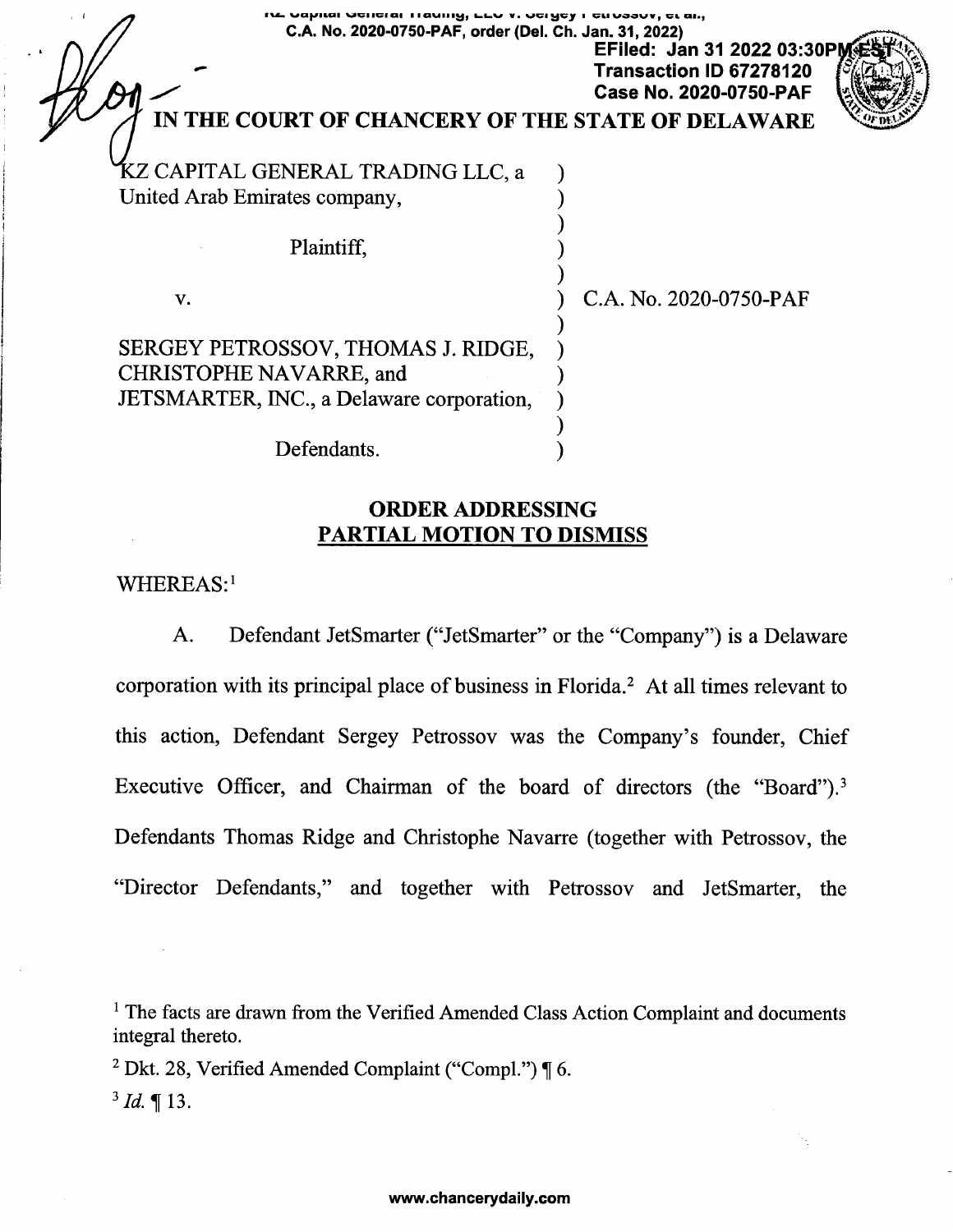KZ Capital General Trading, LLC v. Sergey Petrossov, et al.,
C.A. No. 2020-0750-PAF, order (Del. Ch. Jan. 31, 2022)

EFiled: Jan 31 2022 03:30PM EST
Transaction ID 67278120
Case No. 2020-0750-PAF

# IN THE COURT OF CHANCERY OF THE STATE OF DELAWARE

| | | |
|---|---|---|
| KZ CAPITAL GENERAL TRADING LLC, a United Arab Emirates company, | ) | |
| Plaintiff, | ) | |
| v. | ) | C.A. No. 2020-0750-PAF |
| SERGEY PETROSSOV, THOMAS J. RIDGE, CHRISTOPHE NAVARRE, and JETSMARTER, INC., a Delaware corporation, | ) | |
| Defendants. | ) | |

## ORDER ADDRESSING PARTIAL MOTION TO DISMISS

WHEREAS:[1]

A. Defendant JetSmarter ("JetSmarter" or the "Company") is a Delaware corporation with its principal place of business in Florida.[2] At all times relevant to this action, Defendant Sergey Petrossov was the Company's founder, Chief Executive Officer, and Chairman of the board of directors (the "Board").[3] Defendants Thomas Ridge and Christophe Navarre (together with Petrossov, the "Director Defendants," and together with Petrossov and JetSmarter, the

---

[1] The facts are drawn from the Verified Amended Class Action Complaint and documents integral thereto.

[2] Dkt. 28, Verified Amended Complaint ("Compl.") ¶ 6.

[3] *Id.* ¶ 13.

www.chancerydaily.com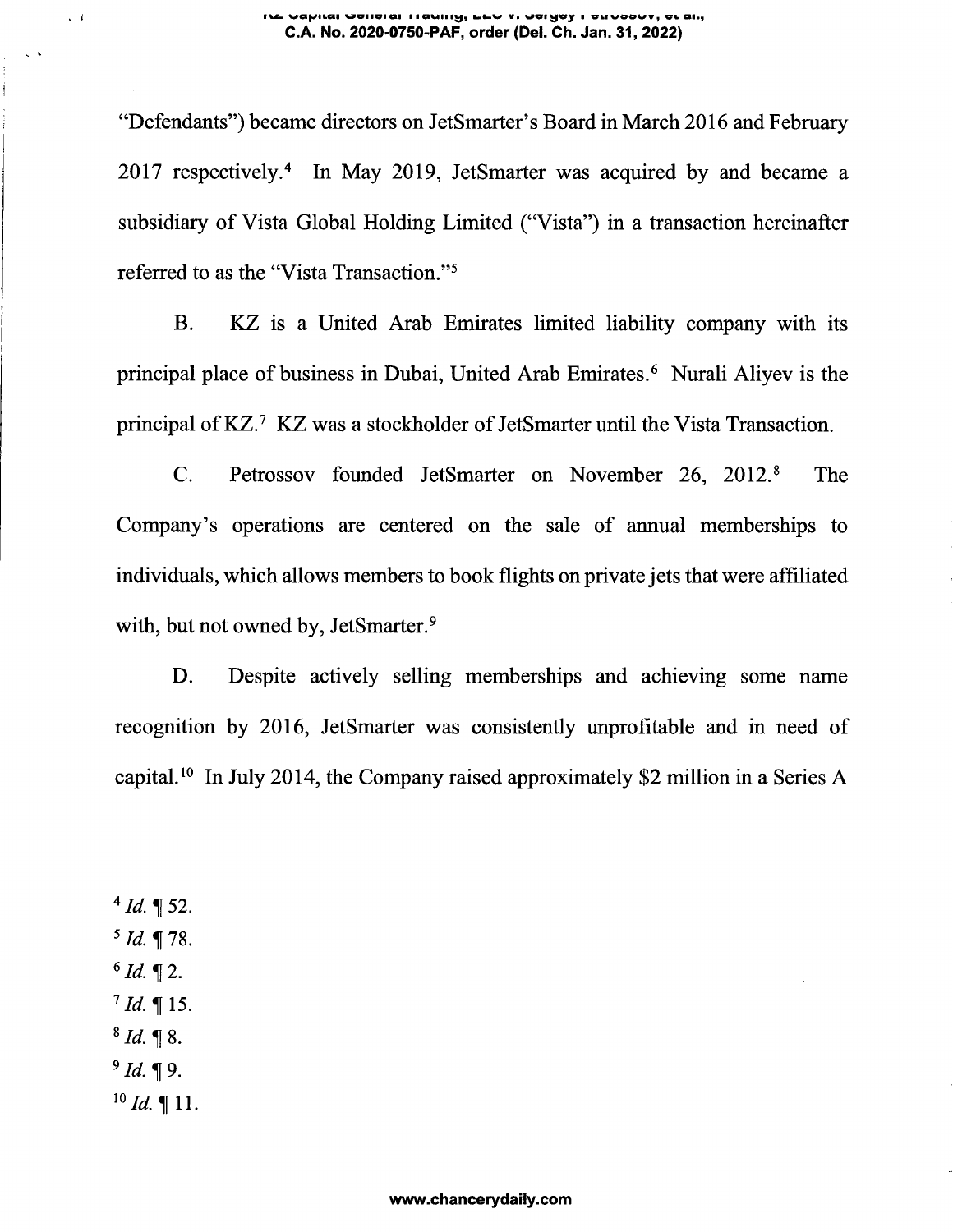"Defendants") became directors on JetSmarter's Board in March 2016 and February 2017 respectively.[4] In May 2019, JetSmarter was acquired by and became a subsidiary of Vista Global Holding Limited ("Vista") in a transaction hereinafter referred to as the "Vista Transaction."[5]

B. KZ is a United Arab Emirates limited liability company with its principal place of business in Dubai, United Arab Emirates.[6] Nurali Aliyev is the principal of KZ.[7] KZ was a stockholder of JetSmarter until the Vista Transaction.

C. Petrossov founded JetSmarter on November 26, 2012.[8] The Company's operations are centered on the sale of annual memberships to individuals, which allows members to book flights on private jets that were affiliated with, but not owned by, JetSmarter.[9]

D. Despite actively selling memberships and achieving some name recognition by 2016, JetSmarter was consistently unprofitable and in need of capital.[10] In July 2014, the Company raised approximately $2 million in a Series A

[4] *Id.* ¶ 52.
[5] *Id.* ¶ 78.
[6] *Id.* ¶ 2.
[7] *Id.* ¶ 15.
[8] *Id.* ¶ 8.
[9] *Id.* ¶ 9.
[10] *Id.* ¶ 11.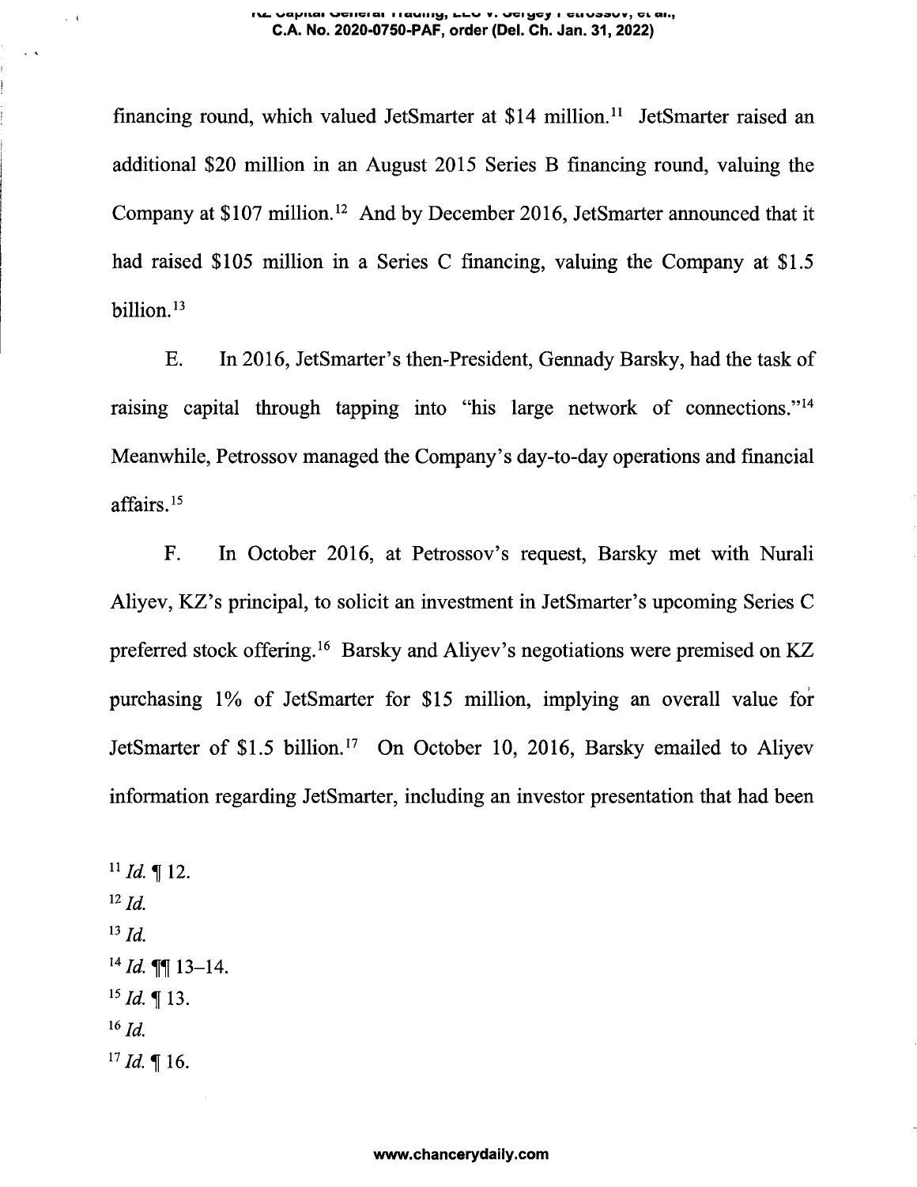financing round, which valued JetSmarter at $14 million.[11] JetSmarter raised an additional $20 million in an August 2015 Series B financing round, valuing the Company at $107 million.[12] And by December 2016, JetSmarter announced that it had raised $105 million in a Series C financing, valuing the Company at $1.5 billion.[13]

E. In 2016, JetSmarter's then-President, Gennady Barsky, had the task of raising capital through tapping into "his large network of connections."[14] Meanwhile, Petrossov managed the Company's day-to-day operations and financial affairs.[15]

F. In October 2016, at Petrossov's request, Barsky met with Nurali Aliyev, KZ's principal, to solicit an investment in JetSmarter's upcoming Series C preferred stock offering.[16] Barsky and Aliyev's negotiations were premised on KZ purchasing 1% of JetSmarter for $15 million, implying an overall value for JetSmarter of $1.5 billion.[17] On October 10, 2016, Barsky emailed to Aliyev information regarding JetSmarter, including an investor presentation that had been

[11] *Id.* ¶ 12.

[12] *Id.*

[13] *Id.*

[14] *Id.* ¶¶ 13–14.

[15] *Id.* ¶ 13.

[16] *Id.*

[17] *Id.* ¶ 16.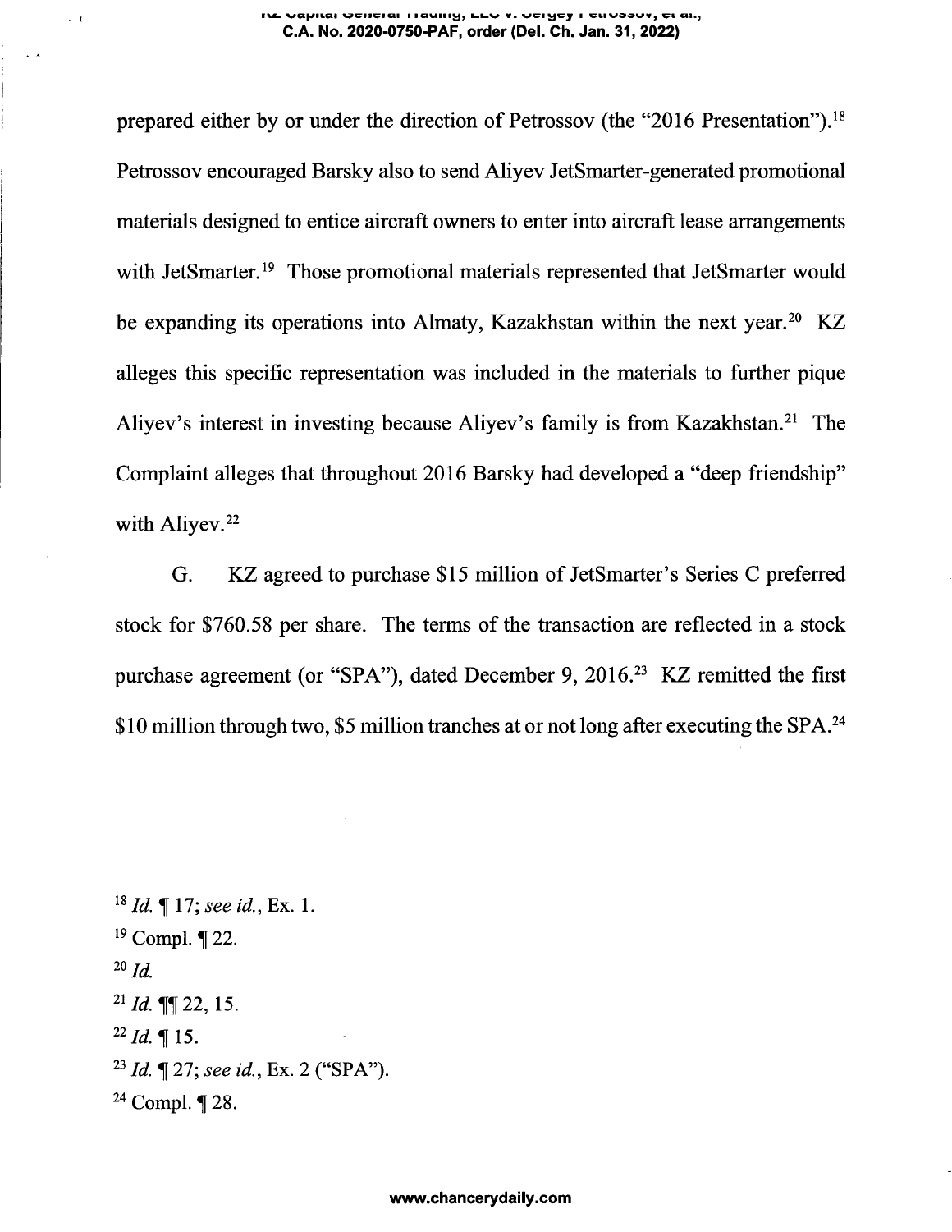prepared either by or under the direction of Petrossov (the "2016 Presentation").[18] Petrossov encouraged Barsky also to send Aliyev JetSmarter-generated promotional materials designed to entice aircraft owners to enter into aircraft lease arrangements with JetSmarter.[19] Those promotional materials represented that JetSmarter would be expanding its operations into Almaty, Kazakhstan within the next year.[20] KZ alleges this specific representation was included in the materials to further pique Aliyev's interest in investing because Aliyev's family is from Kazakhstan.[21] The Complaint alleges that throughout 2016 Barsky had developed a "deep friendship" with Aliyev.[22]

G. KZ agreed to purchase $15 million of JetSmarter's Series C preferred stock for $760.58 per share. The terms of the transaction are reflected in a stock purchase agreement (or "SPA"), dated December 9, 2016.[23] KZ remitted the first $10 million through two, $5 million tranches at or not long after executing the SPA.[24]

---

[18] *Id.* ¶ 17; *see id.*, Ex. 1.

[19] Compl. ¶ 22.

[20] *Id.*

[21] *Id.* ¶¶ 22, 15.

[22] *Id.* ¶ 15.

[23] *Id.* ¶ 27; *see id.*, Ex. 2 ("SPA").

[24] Compl. ¶ 28.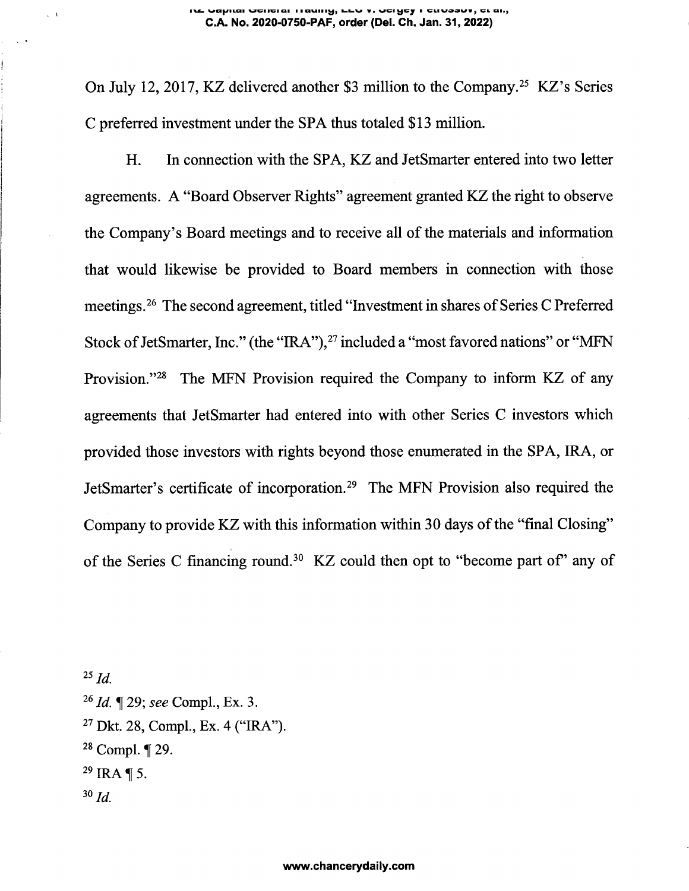On July 12, 2017, KZ delivered another $3 million to the Company.[25] KZ's Series C preferred investment under the SPA thus totaled $13 million.

H. In connection with the SPA, KZ and JetSmarter entered into two letter agreements. A "Board Observer Rights" agreement granted KZ the right to observe the Company's Board meetings and to receive all of the materials and information that would likewise be provided to Board members in connection with those meetings.[26] The second agreement, titled "Investment in shares of Series C Preferred Stock of JetSmarter, Inc." (the "IRA"),[27] included a "most favored nations" or "MFN Provision."[28] The MFN Provision required the Company to inform KZ of any agreements that JetSmarter had entered into with other Series C investors which provided those investors with rights beyond those enumerated in the SPA, IRA, or JetSmarter's certificate of incorporation.[29] The MFN Provision also required the Company to provide KZ with this information within 30 days of the "final Closing" of the Series C financing round.[30] KZ could then opt to "become part of" any of

[25] *Id.*

[26] *Id.* ¶ 29; *see* Compl., Ex. 3.

[27] Dkt. 28, Compl., Ex. 4 ("IRA").

[28] Compl. ¶ 29.

[29] IRA ¶ 5.

[30] *Id.*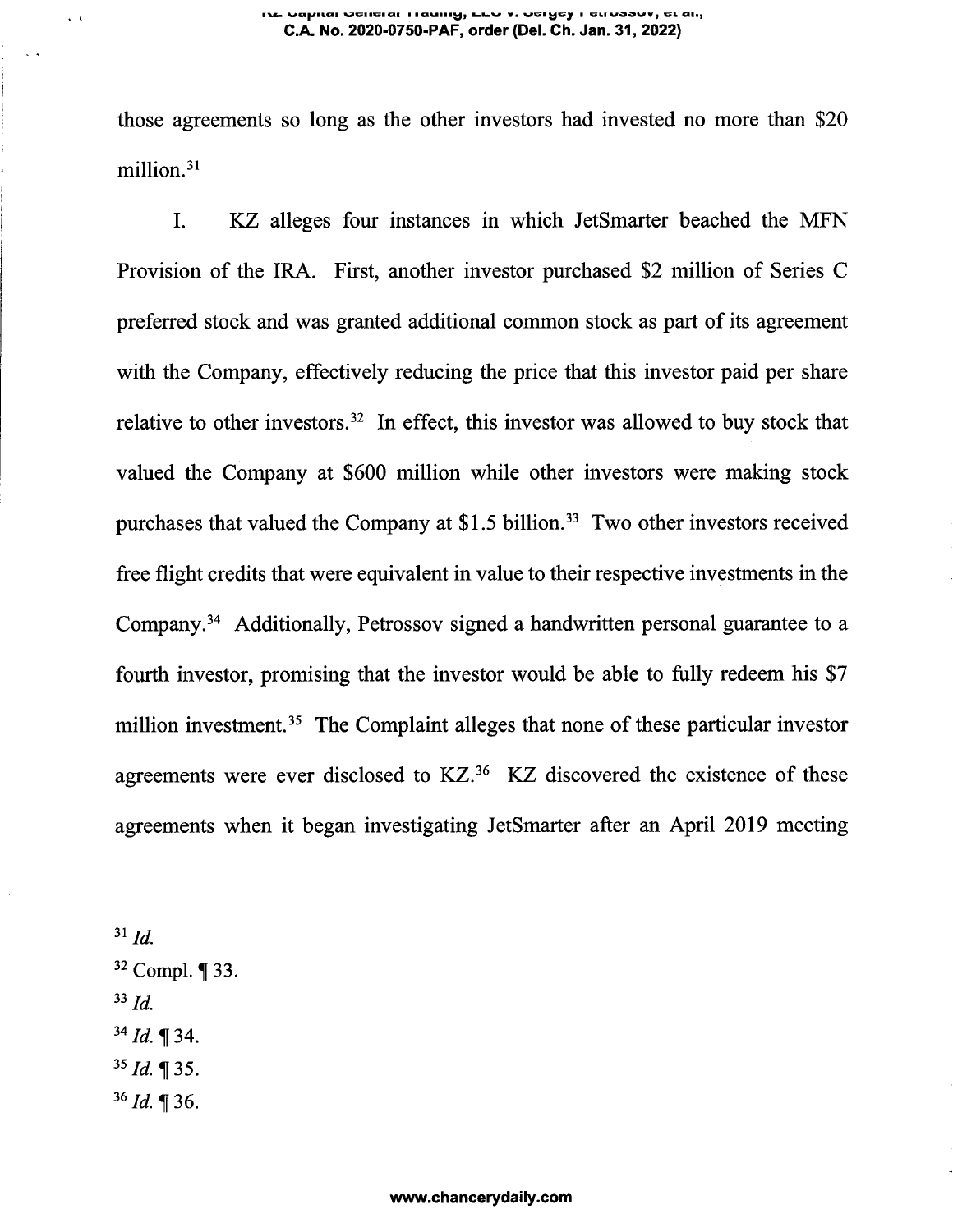those agreements so long as the other investors had invested no more than $20 million.[31]

I. KZ alleges four instances in which JetSmarter beached the MFN Provision of the IRA. First, another investor purchased $2 million of Series C preferred stock and was granted additional common stock as part of its agreement with the Company, effectively reducing the price that this investor paid per share relative to other investors.[32] In effect, this investor was allowed to buy stock that valued the Company at $600 million while other investors were making stock purchases that valued the Company at $1.5 billion.[33] Two other investors received free flight credits that were equivalent in value to their respective investments in the Company.[34] Additionally, Petrossov signed a handwritten personal guarantee to a fourth investor, promising that the investor would be able to fully redeem his $7 million investment.[35] The Complaint alleges that none of these particular investor agreements were ever disclosed to KZ.[36] KZ discovered the existence of these agreements when it began investigating JetSmarter after an April 2019 meeting

[31] *Id.*

[32] Compl. ¶ 33.

[33] *Id.*

[34] *Id.* ¶ 34.

[35] *Id.* ¶ 35.

[36] *Id.* ¶ 36.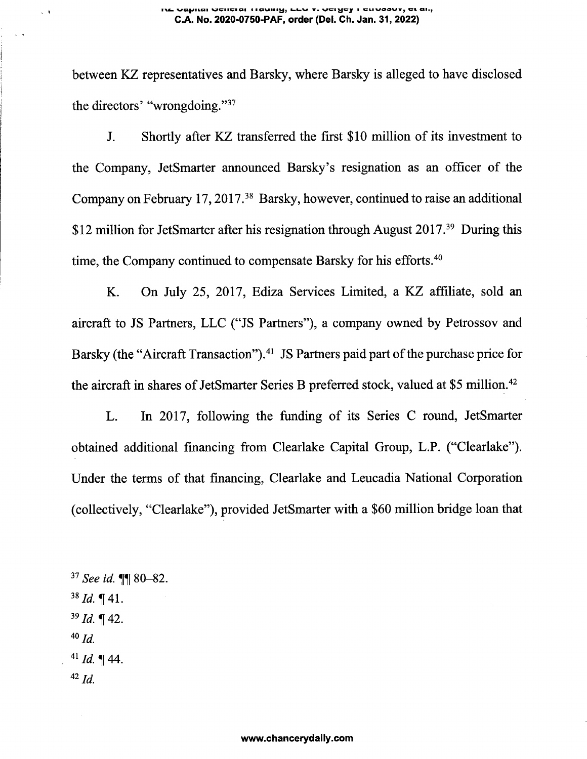between KZ representatives and Barsky, where Barsky is alleged to have disclosed the directors' "wrongdoing."[37]

J. Shortly after KZ transferred the first $10 million of its investment to the Company, JetSmarter announced Barsky's resignation as an officer of the Company on February 17, 2017.[38] Barsky, however, continued to raise an additional $12 million for JetSmarter after his resignation through August 2017.[39] During this time, the Company continued to compensate Barsky for his efforts.[40]

K. On July 25, 2017, Ediza Services Limited, a KZ affiliate, sold an aircraft to JS Partners, LLC ("JS Partners"), a company owned by Petrossov and Barsky (the "Aircraft Transaction").[41] JS Partners paid part of the purchase price for the aircraft in shares of JetSmarter Series B preferred stock, valued at $5 million.[42]

L. In 2017, following the funding of its Series C round, JetSmarter obtained additional financing from Clearlake Capital Group, L.P. ("Clearlake"). Under the terms of that financing, Clearlake and Leucadia National Corporation (collectively, "Clearlake"), provided JetSmarter with a $60 million bridge loan that

[37] *See id.* ¶¶ 80–82.

[38] *Id.* ¶ 41.

[39] *Id.* ¶ 42.

[40] *Id.*

[41] *Id.* ¶ 44.

[42] *Id.*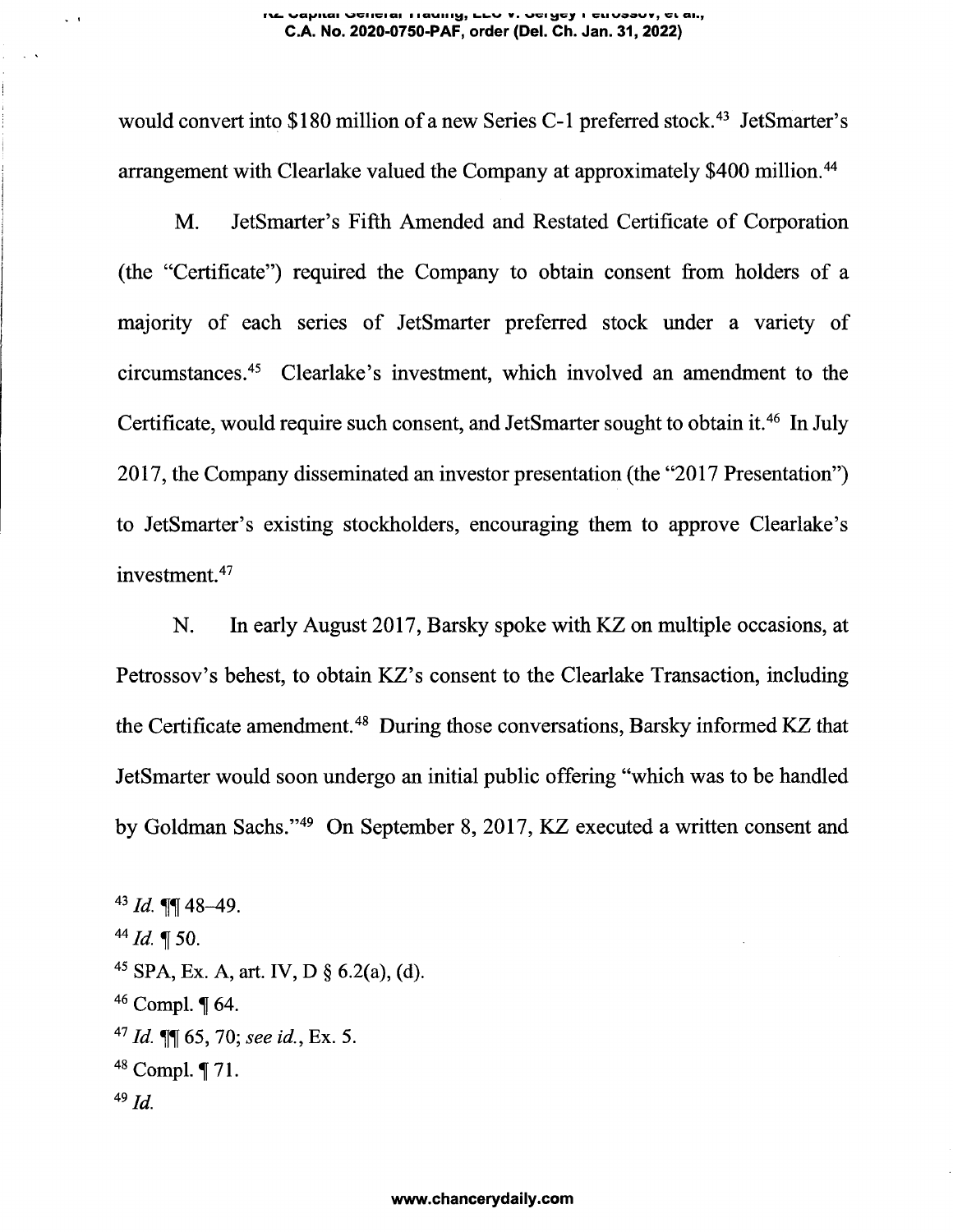would convert into $180 million of a new Series C-1 preferred stock.[43] JetSmarter's arrangement with Clearlake valued the Company at approximately $400 million.[44]

M. JetSmarter's Fifth Amended and Restated Certificate of Corporation (the "Certificate") required the Company to obtain consent from holders of a majority of each series of JetSmarter preferred stock under a variety of circumstances.[45] Clearlake's investment, which involved an amendment to the Certificate, would require such consent, and JetSmarter sought to obtain it.[46] In July 2017, the Company disseminated an investor presentation (the "2017 Presentation") to JetSmarter's existing stockholders, encouraging them to approve Clearlake's investment.[47]

N. In early August 2017, Barsky spoke with KZ on multiple occasions, at Petrossov's behest, to obtain KZ's consent to the Clearlake Transaction, including the Certificate amendment.[48] During those conversations, Barsky informed KZ that JetSmarter would soon undergo an initial public offering "which was to be handled by Goldman Sachs."[49] On September 8, 2017, KZ executed a written consent and

---

[43] *Id.* ¶¶ 48–49.

[44] *Id.* ¶ 50.

[45] SPA, Ex. A, art. IV, D § 6.2(a), (d).

[46] Compl. ¶ 64.

[47] *Id.* ¶¶ 65, 70; *see id.*, Ex. 5.

[48] Compl. ¶ 71.

[49] *Id.*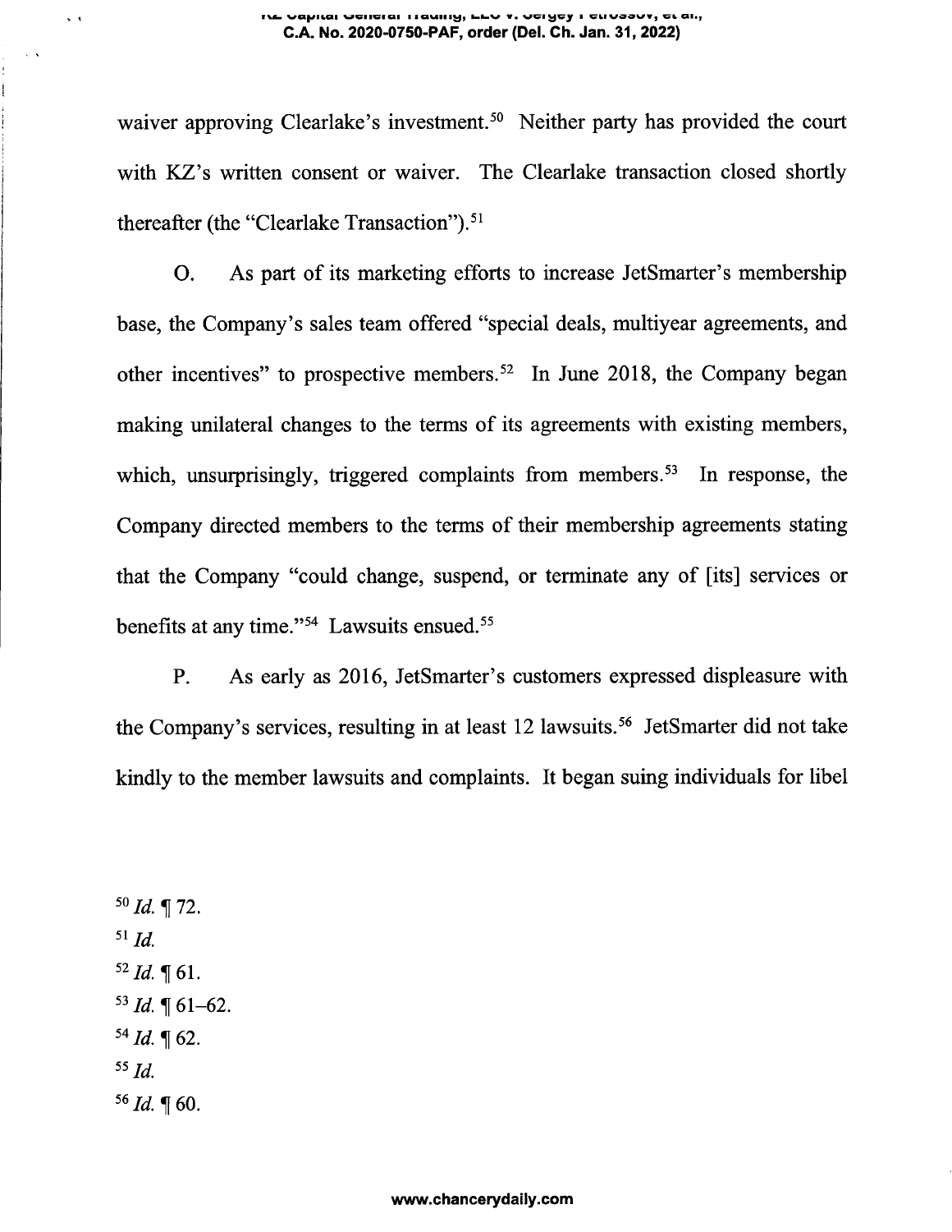waiver approving Clearlake's investment.[50] Neither party has provided the court with KZ's written consent or waiver. The Clearlake transaction closed shortly thereafter (the "Clearlake Transaction").[51]

O. As part of its marketing efforts to increase JetSmarter's membership base, the Company's sales team offered "special deals, multiyear agreements, and other incentives" to prospective members.[52] In June 2018, the Company began making unilateral changes to the terms of its agreements with existing members, which, unsurprisingly, triggered complaints from members.[53] In response, the Company directed members to the terms of their membership agreements stating that the Company "could change, suspend, or terminate any of [its] services or benefits at any time."[54] Lawsuits ensued.[55]

P. As early as 2016, JetSmarter's customers expressed displeasure with the Company's services, resulting in at least 12 lawsuits.[56] JetSmarter did not take kindly to the member lawsuits and complaints. It began suing individuals for libel

[50] *Id.* ¶ 72.
[51] *Id.*
[52] *Id.* ¶ 61.
[53] *Id.* ¶ 61–62.
[54] *Id.* ¶ 62.
[55] *Id.*
[56] *Id.* ¶ 60.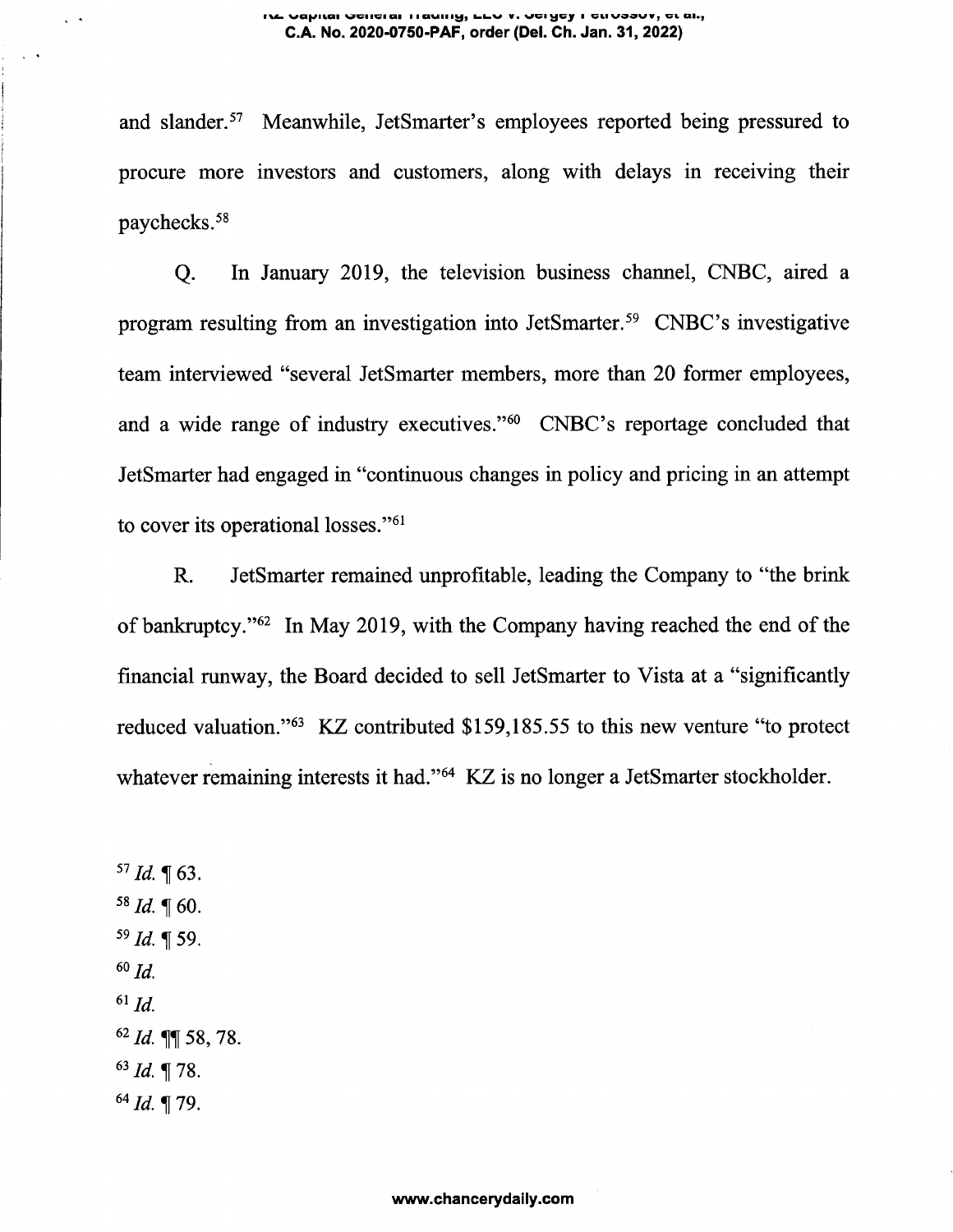and slander.[57] Meanwhile, JetSmarter's employees reported being pressured to procure more investors and customers, along with delays in receiving their paychecks.[58]

Q. In January 2019, the television business channel, CNBC, aired a program resulting from an investigation into JetSmarter.[59] CNBC's investigative team interviewed "several JetSmarter members, more than 20 former employees, and a wide range of industry executives."[60] CNBC's reportage concluded that JetSmarter had engaged in "continuous changes in policy and pricing in an attempt to cover its operational losses."[61]

R. JetSmarter remained unprofitable, leading the Company to "the brink of bankruptcy."[62] In May 2019, with the Company having reached the end of the financial runway, the Board decided to sell JetSmarter to Vista at a "significantly reduced valuation."[63] KZ contributed $159,185.55 to this new venture "to protect whatever remaining interests it had."[64] KZ is no longer a JetSmarter stockholder.

[57] *Id.* ¶ 63.
[58] *Id.* ¶ 60.
[59] *Id.* ¶ 59.
[60] *Id.*
[61] *Id.*
[62] *Id.* ¶¶ 58, 78.
[63] *Id.* ¶ 78.
[64] *Id.* ¶ 79.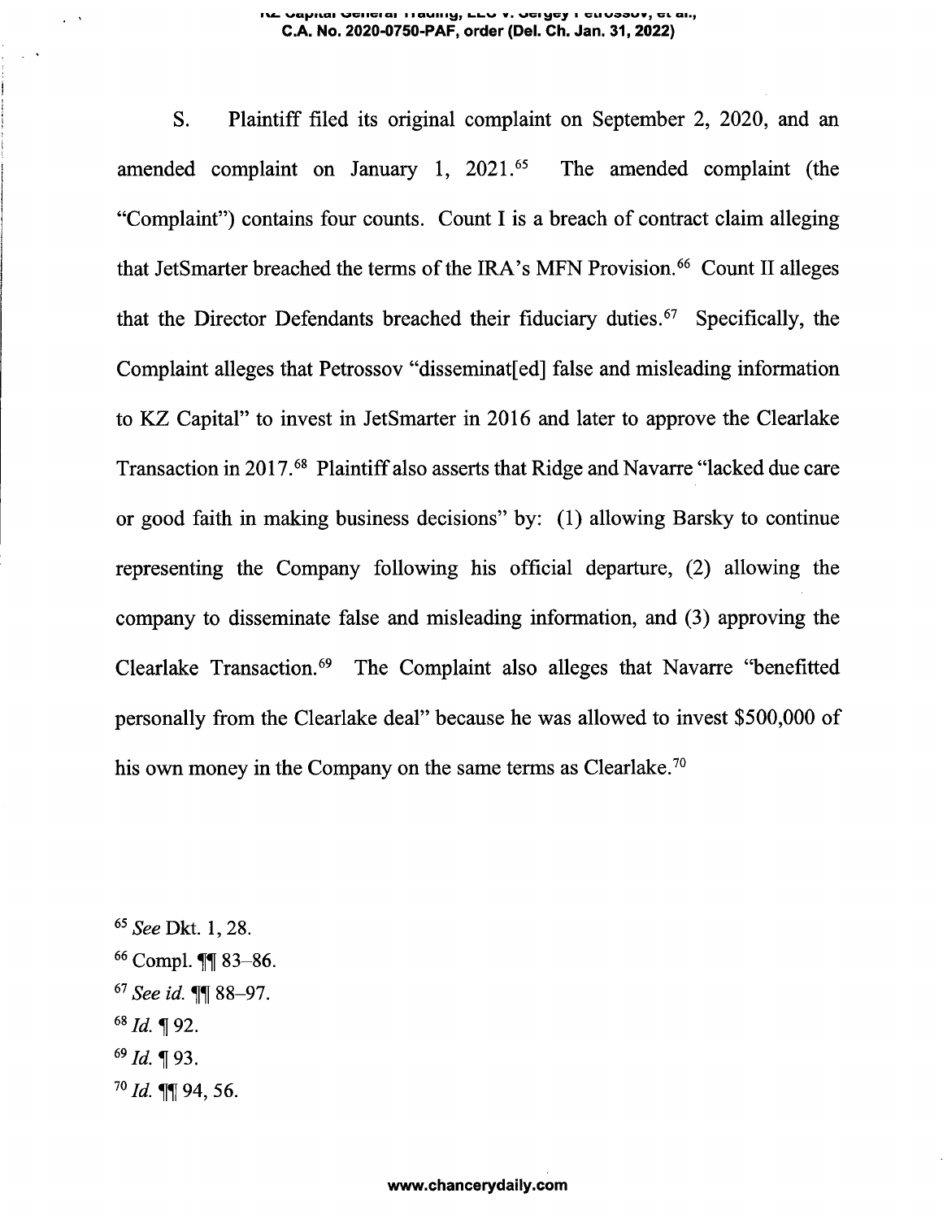S. Plaintiff filed its original complaint on September 2, 2020, and an amended complaint on January 1, 2021.[65] The amended complaint (the "Complaint") contains four counts. Count I is a breach of contract claim alleging that JetSmarter breached the terms of the IRA's MFN Provision.[66] Count II alleges that the Director Defendants breached their fiduciary duties.[67] Specifically, the Complaint alleges that Petrossov "disseminat[ed] false and misleading information to KZ Capital" to invest in JetSmarter in 2016 and later to approve the Clearlake Transaction in 2017.[68] Plaintiff also asserts that Ridge and Navarre "lacked due care or good faith in making business decisions" by: (1) allowing Barsky to continue representing the Company following his official departure, (2) allowing the company to disseminate false and misleading information, and (3) approving the Clearlake Transaction.[69] The Complaint also alleges that Navarre "benefitted personally from the Clearlake deal" because he was allowed to invest $500,000 of his own money in the Company on the same terms as Clearlake.[70]

[65] *See* Dkt. 1, 28.

[66] Compl. ¶¶ 83–86.

[67] *See id.* ¶¶ 88–97.

[68] *Id.* ¶ 92.

[69] *Id.* ¶ 93.

[70] *Id.* ¶¶ 94, 56.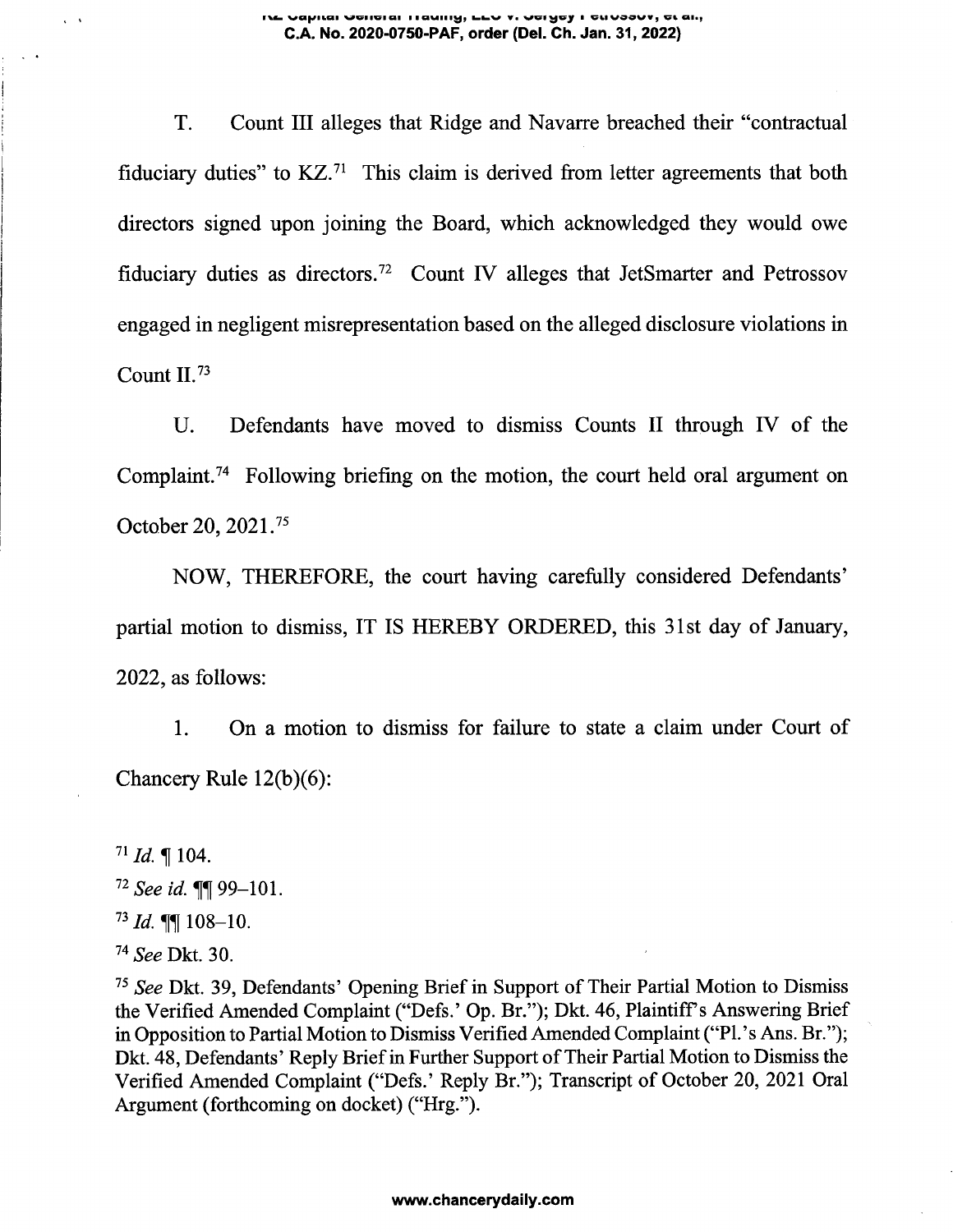T. Count III alleges that Ridge and Navarre breached their "contractual fiduciary duties" to KZ.[71] This claim is derived from letter agreements that both directors signed upon joining the Board, which acknowledged they would owe fiduciary duties as directors.[72] Count IV alleges that JetSmarter and Petrossov engaged in negligent misrepresentation based on the alleged disclosure violations in Count II.[73]

U. Defendants have moved to dismiss Counts II through IV of the Complaint.[74] Following briefing on the motion, the court held oral argument on October 20, 2021.[75]

NOW, THEREFORE, the court having carefully considered Defendants' partial motion to dismiss, IT IS HEREBY ORDERED, this 31st day of January, 2022, as follows:

1. On a motion to dismiss for failure to state a claim under Court of Chancery Rule 12(b)(6):

---

[71] *Id.* ¶ 104.

[72] *See id.* ¶¶ 99–101.

[73] *Id.* ¶¶ 108–10.

[74] *See* Dkt. 30.

[75] *See* Dkt. 39, Defendants' Opening Brief in Support of Their Partial Motion to Dismiss the Verified Amended Complaint ("Defs.' Op. Br."); Dkt. 46, Plaintiff's Answering Brief in Opposition to Partial Motion to Dismiss Verified Amended Complaint ("Pl.'s Ans. Br."); Dkt. 48, Defendants' Reply Brief in Further Support of Their Partial Motion to Dismiss the Verified Amended Complaint ("Defs.' Reply Br."); Transcript of October 20, 2021 Oral Argument (forthcoming on docket) ("Hrg.").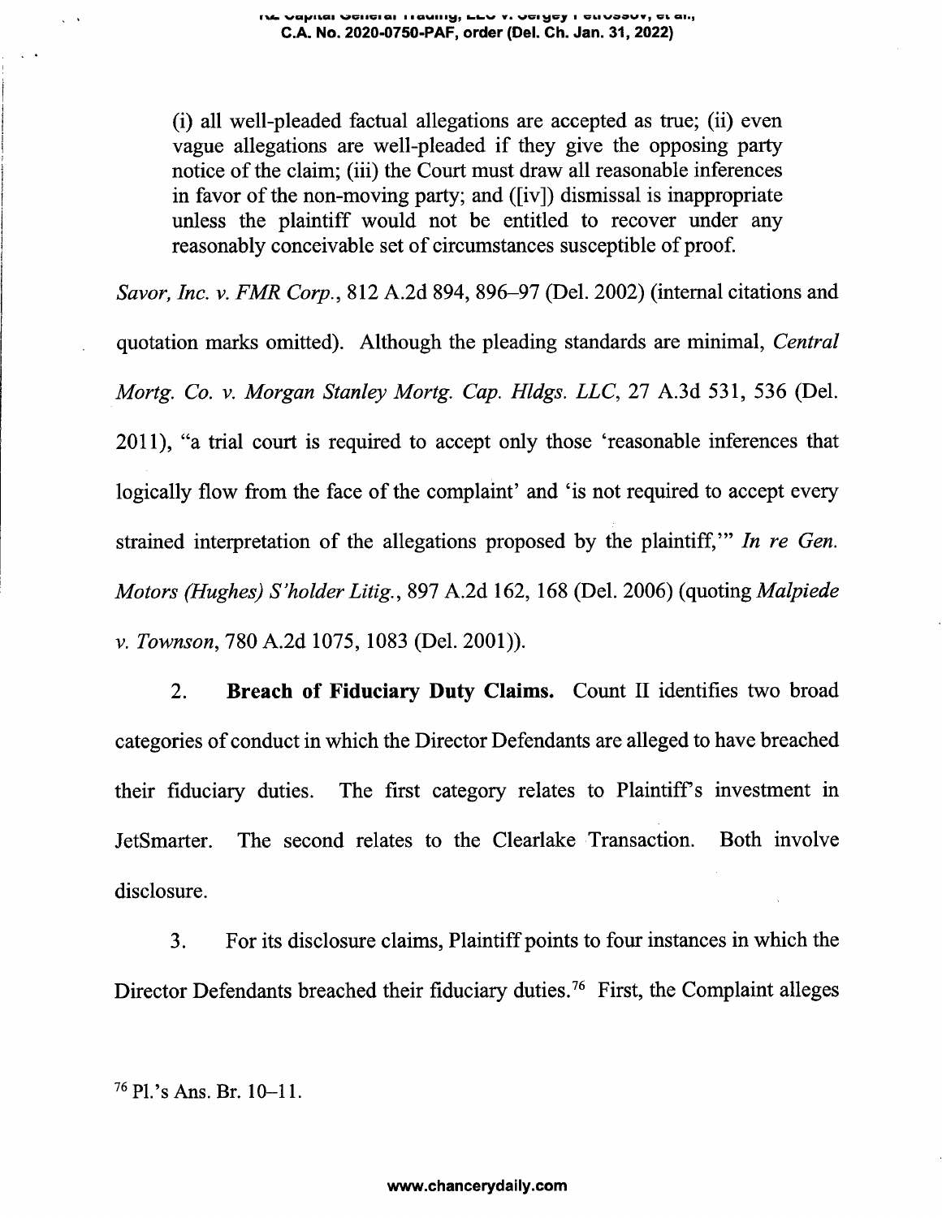> (i) all well-pleaded factual allegations are accepted as true; (ii) even vague allegations are well-pleaded if they give the opposing party notice of the claim; (iii) the Court must draw all reasonable inferences in favor of the non-moving party; and ([iv]) dismissal is inappropriate unless the plaintiff would not be entitled to recover under any reasonably conceivable set of circumstances susceptible of proof.

*Savor, Inc. v. FMR Corp.*, 812 A.2d 894, 896–97 (Del. 2002) (internal citations and quotation marks omitted). Although the pleading standards are minimal, *Central Mortg. Co. v. Morgan Stanley Mortg. Cap. Hldgs. LLC*, 27 A.3d 531, 536 (Del. 2011), "a trial court is required to accept only those 'reasonable inferences that logically flow from the face of the complaint' and 'is not required to accept every strained interpretation of the allegations proposed by the plaintiff,'" *In re Gen. Motors (Hughes) S'holder Litig.*, 897 A.2d 162, 168 (Del. 2006) (quoting *Malpiede v. Townson*, 780 A.2d 1075, 1083 (Del. 2001)).

2. **Breach of Fiduciary Duty Claims.** Count II identifies two broad categories of conduct in which the Director Defendants are alleged to have breached their fiduciary duties. The first category relates to Plaintiff's investment in JetSmarter. The second relates to the Clearlake Transaction. Both involve disclosure.

3. For its disclosure claims, Plaintiff points to four instances in which the Director Defendants breached their fiduciary duties.[76] First, the Complaint alleges

[76] Pl.'s Ans. Br. 10–11.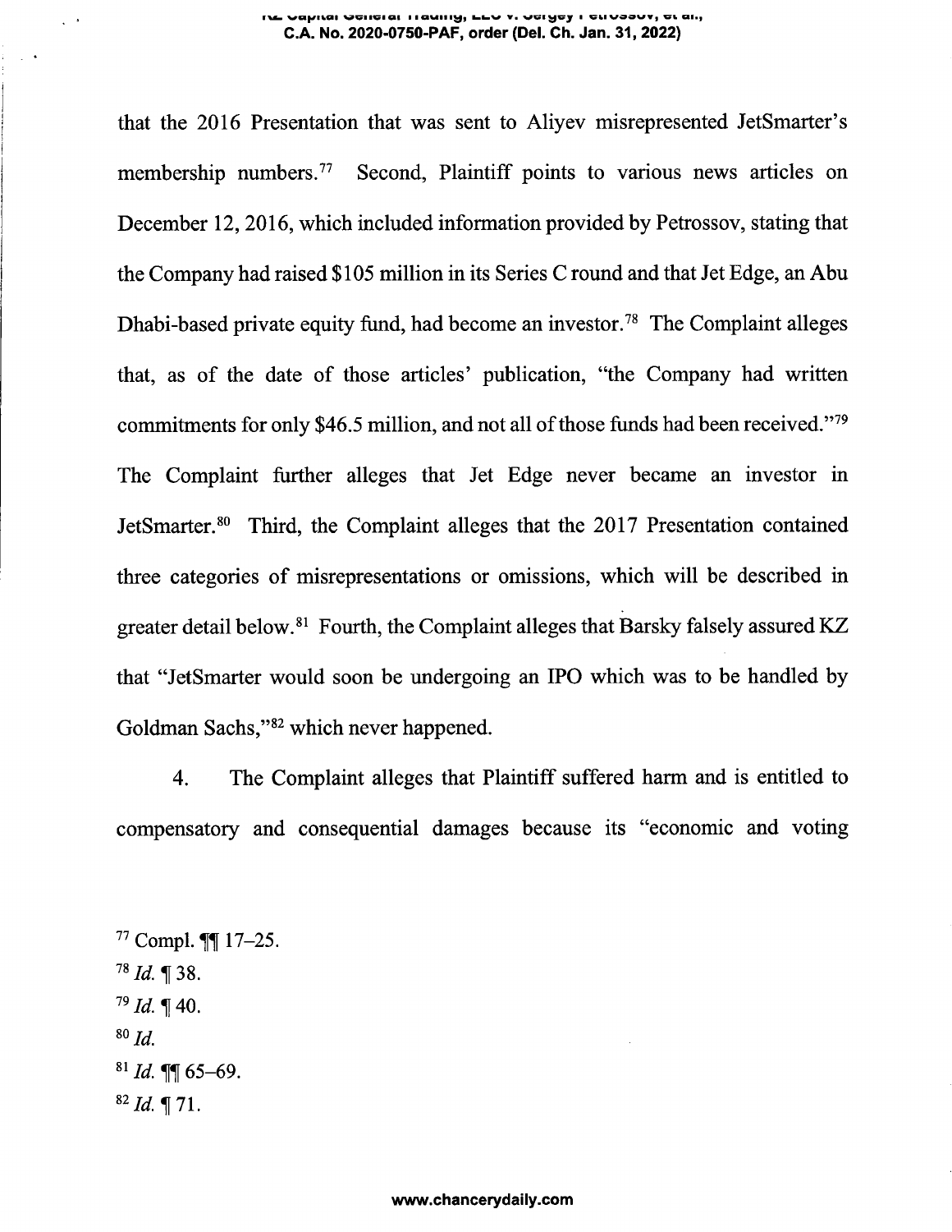that the 2016 Presentation that was sent to Aliyev misrepresented JetSmarter's membership numbers.[77] Second, Plaintiff points to various news articles on December 12, 2016, which included information provided by Petrossov, stating that the Company had raised $105 million in its Series C round and that Jet Edge, an Abu Dhabi-based private equity fund, had become an investor.[78] The Complaint alleges that, as of the date of those articles' publication, "the Company had written commitments for only $46.5 million, and not all of those funds had been received."[79] The Complaint further alleges that Jet Edge never became an investor in JetSmarter.[80] Third, the Complaint alleges that the 2017 Presentation contained three categories of misrepresentations or omissions, which will be described in greater detail below.[81] Fourth, the Complaint alleges that Barsky falsely assured KZ that "JetSmarter would soon be undergoing an IPO which was to be handled by Goldman Sachs,"[82] which never happened.

4. The Complaint alleges that Plaintiff suffered harm and is entitled to compensatory and consequential damages because its "economic and voting

---

[77] Compl. ¶¶ 17–25.

[78] *Id.* ¶ 38.

[79] *Id.* ¶ 40.

[80] *Id.*

[81] *Id.* ¶¶ 65–69.

[82] *Id.* ¶ 71.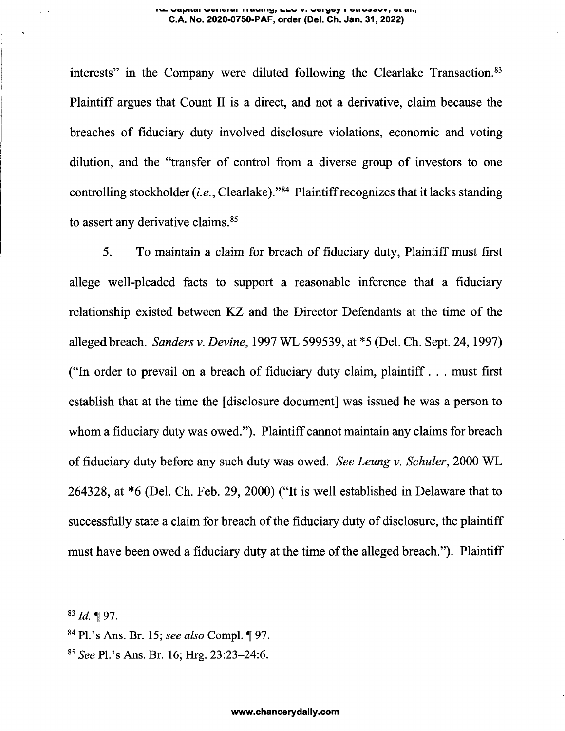interests" in the Company were diluted following the Clearlake Transaction.[83] Plaintiff argues that Count II is a direct, and not a derivative, claim because the breaches of fiduciary duty involved disclosure violations, economic and voting dilution, and the "transfer of control from a diverse group of investors to one controlling stockholder (*i.e.*, Clearlake)."[84] Plaintiff recognizes that it lacks standing to assert any derivative claims.[85]

5. To maintain a claim for breach of fiduciary duty, Plaintiff must first allege well-pleaded facts to support a reasonable inference that a fiduciary relationship existed between KZ and the Director Defendants at the time of the alleged breach. *Sanders v. Devine*, 1997 WL 599539, at *5 (Del. Ch. Sept. 24, 1997) ("In order to prevail on a breach of fiduciary duty claim, plaintiff . . . must first establish that at the time the [disclosure document] was issued he was a person to whom a fiduciary duty was owed."). Plaintiff cannot maintain any claims for breach of fiduciary duty before any such duty was owed. *See Leung v. Schuler*, 2000 WL 264328, at *6 (Del. Ch. Feb. 29, 2000) ("It is well established in Delaware that to successfully state a claim for breach of the fiduciary duty of disclosure, the plaintiff must have been owed a fiduciary duty at the time of the alleged breach."). Plaintiff

[83] *Id.* ¶ 97.

[84] Pl.'s Ans. Br. 15; *see also* Compl. ¶ 97.

[85] *See* Pl.'s Ans. Br. 16; Hrg. 23:23–24:6.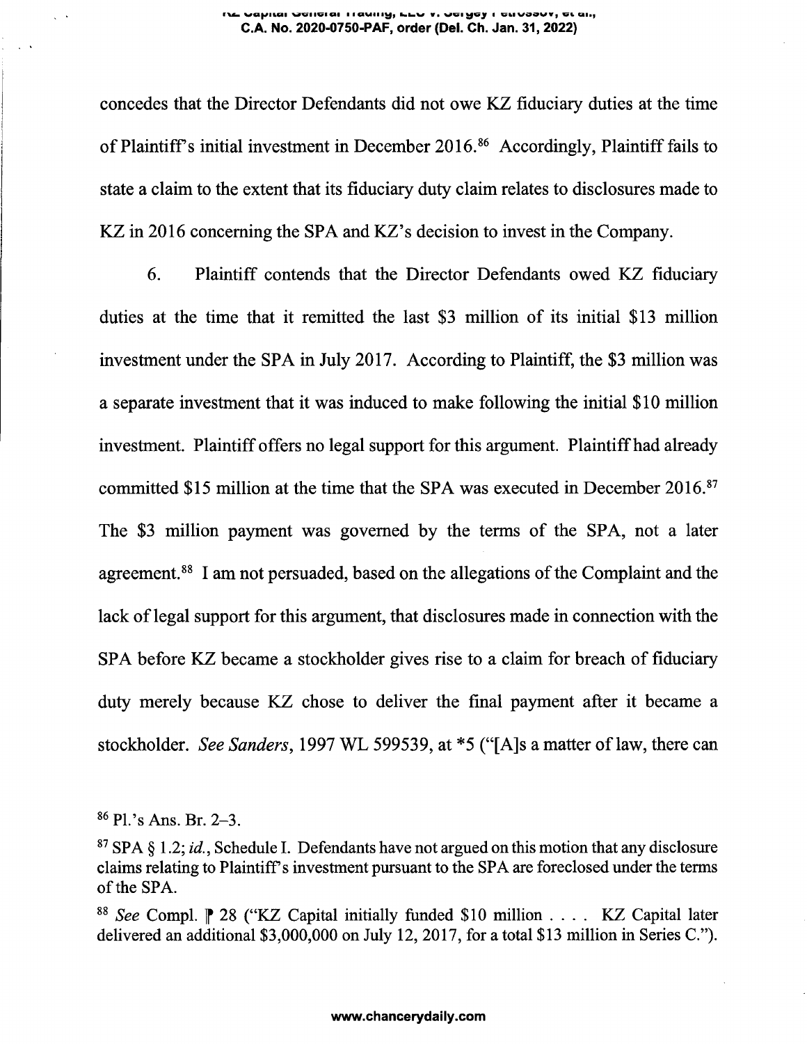concedes that the Director Defendants did not owe KZ fiduciary duties at the time of Plaintiff's initial investment in December 2016.[86] Accordingly, Plaintiff fails to state a claim to the extent that its fiduciary duty claim relates to disclosures made to KZ in 2016 concerning the SPA and KZ's decision to invest in the Company.

6. Plaintiff contends that the Director Defendants owed KZ fiduciary duties at the time that it remitted the last $3 million of its initial $13 million investment under the SPA in July 2017. According to Plaintiff, the $3 million was a separate investment that it was induced to make following the initial $10 million investment. Plaintiff offers no legal support for this argument. Plaintiff had already committed $15 million at the time that the SPA was executed in December 2016.[87] The $3 million payment was governed by the terms of the SPA, not a later agreement.[88] I am not persuaded, based on the allegations of the Complaint and the lack of legal support for this argument, that disclosures made in connection with the SPA before KZ became a stockholder gives rise to a claim for breach of fiduciary duty merely because KZ chose to deliver the final payment after it became a stockholder. *See Sanders*, 1997 WL 599539, at *5 ("[A]s a matter of law, there can

[86] Pl.'s Ans. Br. 2–3.

[87] SPA § 1.2; *id.*, Schedule I. Defendants have not argued on this motion that any disclosure claims relating to Plaintiff's investment pursuant to the SPA are foreclosed under the terms of the SPA.

[88] *See* Compl. ¶ 28 ("KZ Capital initially funded $10 million . . . . KZ Capital later delivered an additional $3,000,000 on July 12, 2017, for a total $13 million in Series C.").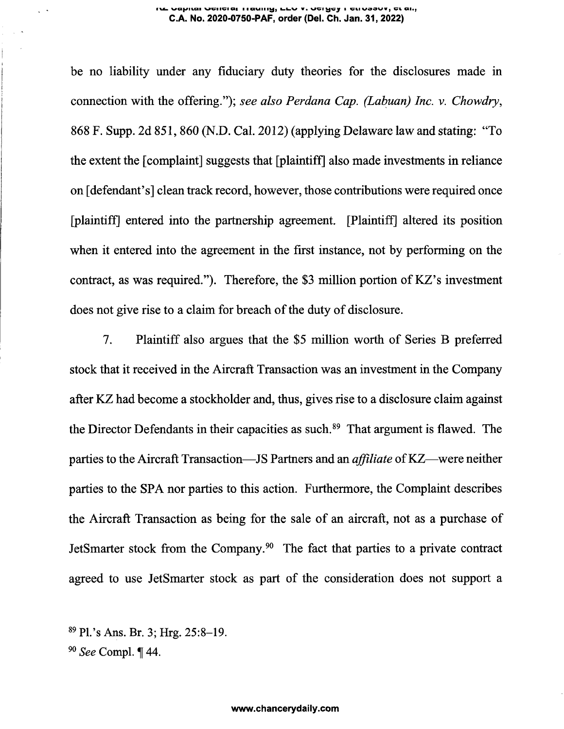be no liability under any fiduciary duty theories for the disclosures made in connection with the offering."); *see also Perdana Cap. (Labuan) Inc. v. Chowdry*, 868 F. Supp. 2d 851, 860 (N.D. Cal. 2012) (applying Delaware law and stating: "To the extent the [complaint] suggests that [plaintiff] also made investments in reliance on [defendant's] clean track record, however, those contributions were required once [plaintiff] entered into the partnership agreement. [Plaintiff] altered its position when it entered into the agreement in the first instance, not by performing on the contract, as was required."). Therefore, the $3 million portion of KZ's investment does not give rise to a claim for breach of the duty of disclosure.

7. Plaintiff also argues that the $5 million worth of Series B preferred stock that it received in the Aircraft Transaction was an investment in the Company after KZ had become a stockholder and, thus, gives rise to a disclosure claim against the Director Defendants in their capacities as such.[89] That argument is flawed. The parties to the Aircraft Transaction—JS Partners and an *affiliate* of KZ—were neither parties to the SPA nor parties to this action. Furthermore, the Complaint describes the Aircraft Transaction as being for the sale of an aircraft, not as a purchase of JetSmarter stock from the Company.[90] The fact that parties to a private contract agreed to use JetSmarter stock as part of the consideration does not support a

[89] Pl.'s Ans. Br. 3; Hrg. 25:8–19.

[90] *See* Compl. ¶ 44.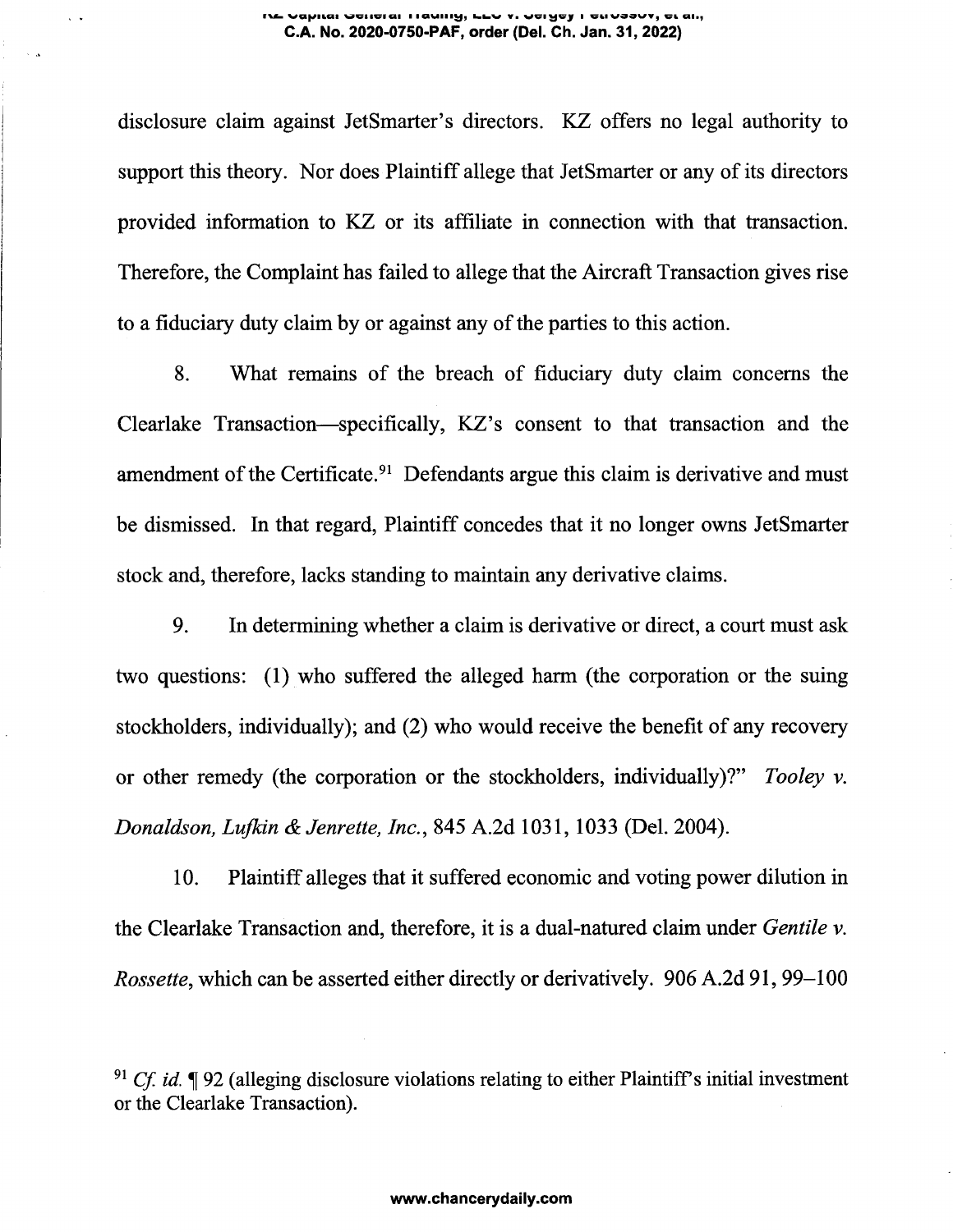disclosure claim against JetSmarter's directors. KZ offers no legal authority to support this theory. Nor does Plaintiff allege that JetSmarter or any of its directors provided information to KZ or its affiliate in connection with that transaction. Therefore, the Complaint has failed to allege that the Aircraft Transaction gives rise to a fiduciary duty claim by or against any of the parties to this action.

8. What remains of the breach of fiduciary duty claim concerns the Clearlake Transaction—specifically, KZ's consent to that transaction and the amendment of the Certificate.[91] Defendants argue this claim is derivative and must be dismissed. In that regard, Plaintiff concedes that it no longer owns JetSmarter stock and, therefore, lacks standing to maintain any derivative claims.

9. In determining whether a claim is derivative or direct, a court must ask two questions: (1) who suffered the alleged harm (the corporation or the suing stockholders, individually); and (2) who would receive the benefit of any recovery or other remedy (the corporation or the stockholders, individually)?" *Tooley v. Donaldson, Lufkin & Jenrette, Inc.*, 845 A.2d 1031, 1033 (Del. 2004).

10. Plaintiff alleges that it suffered economic and voting power dilution in the Clearlake Transaction and, therefore, it is a dual-natured claim under *Gentile v. Rossette*, which can be asserted either directly or derivatively. 906 A.2d 91, 99–100

[91] *Cf. id.* ¶ 92 (alleging disclosure violations relating to either Plaintiff's initial investment or the Clearlake Transaction).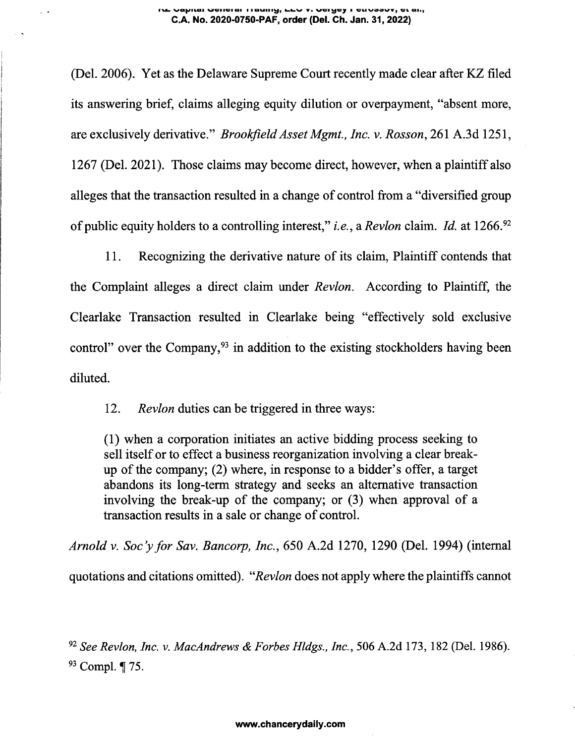(Del. 2006). Yet as the Delaware Supreme Court recently made clear after KZ filed its answering brief, claims alleging equity dilution or overpayment, "absent more, are exclusively derivative." *Brookfield Asset Mgmt., Inc. v. Rosson*, 261 A.3d 1251, 1267 (Del. 2021). Those claims may become direct, however, when a plaintiff also alleges that the transaction resulted in a change of control from a "diversified group of public equity holders to a controlling interest," *i.e.*, a *Revlon* claim. *Id.* at 1266.[92]

11. Recognizing the derivative nature of its claim, Plaintiff contends that the Complaint alleges a direct claim under *Revlon*. According to Plaintiff, the Clearlake Transaction resulted in Clearlake being "effectively sold exclusive control" over the Company,[93] in addition to the existing stockholders having been diluted.

12. *Revlon* duties can be triggered in three ways:

> (1) when a corporation initiates an active bidding process seeking to sell itself or to effect a business reorganization involving a clear break-up of the company; (2) where, in response to a bidder's offer, a target abandons its long-term strategy and seeks an alternative transaction involving the break-up of the company; or (3) when approval of a transaction results in a sale or change of control.

*Arnold v. Soc'y for Sav. Bancorp, Inc.*, 650 A.2d 1270, 1290 (Del. 1994) (internal quotations and citations omitted). "*Revlon* does not apply where the plaintiffs cannot

[92] *See Revlon, Inc. v. MacAndrews & Forbes Hldgs., Inc.*, 506 A.2d 173, 182 (Del. 1986).
[93] Compl. ¶ 75.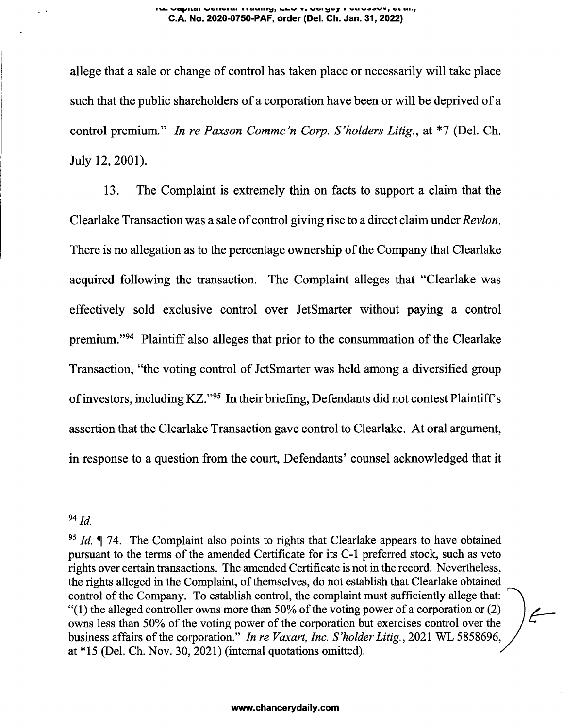allege that a sale or change of control has taken place or necessarily will take place such that the public shareholders of a corporation have been or will be deprived of a control premium." *In re Paxson Commc'n Corp. S'holders Litig.*, at *7 (Del. Ch. July 12, 2001).

13. The Complaint is extremely thin on facts to support a claim that the Clearlake Transaction was a sale of control giving rise to a direct claim under *Revlon*. There is no allegation as to the percentage ownership of the Company that Clearlake acquired following the transaction. The Complaint alleges that "Clearlake was effectively sold exclusive control over JetSmarter without paying a control premium."[94] Plaintiff also alleges that prior to the consummation of the Clearlake Transaction, "the voting control of JetSmarter was held among a diversified group of investors, including KZ."[95] In their briefing, Defendants did not contest Plaintiff's assertion that the Clearlake Transaction gave control to Clearlake. At oral argument, in response to a question from the court, Defendants' counsel acknowledged that it

---

[94] *Id.*

[95] *Id.* ¶ 74. The Complaint also points to rights that Clearlake appears to have obtained pursuant to the terms of the amended Certificate for its C-1 preferred stock, such as veto rights over certain transactions. The amended Certificate is not in the record. Nevertheless, the rights alleged in the Complaint, of themselves, do not establish that Clearlake obtained control of the Company. To establish control, the complaint must sufficiently allege that: "(1) the alleged controller owns more than 50% of the voting power of a corporation or (2) owns less than 50% of the voting power of the corporation but exercises control over the business affairs of the corporation." *In re Vaxart, Inc. S'holder Litig.*, 2021 WL 5858696, at *15 (Del. Ch. Nov. 30, 2021) (internal quotations omitted).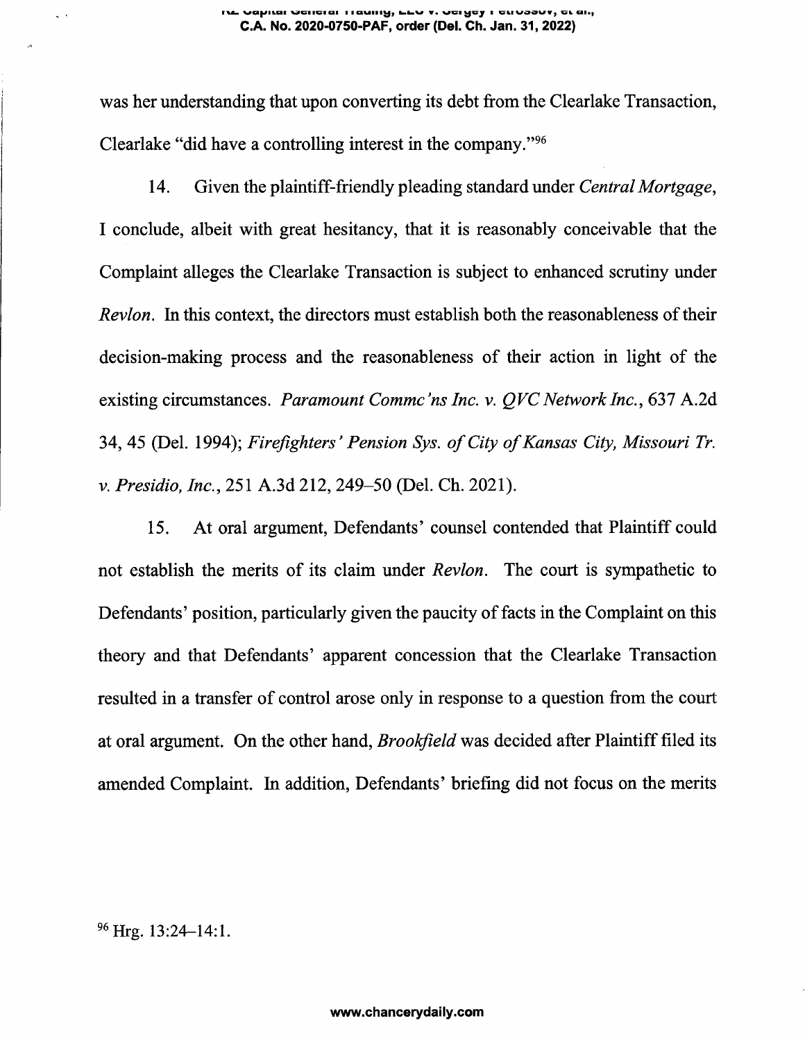was her understanding that upon converting its debt from the Clearlake Transaction, Clearlake "did have a controlling interest in the company."[96]

14. Given the plaintiff-friendly pleading standard under *Central Mortgage*, I conclude, albeit with great hesitancy, that it is reasonably conceivable that the Complaint alleges the Clearlake Transaction is subject to enhanced scrutiny under *Revlon*. In this context, the directors must establish both the reasonableness of their decision-making process and the reasonableness of their action in light of the existing circumstances. *Paramount Commc'ns Inc. v. QVC Network Inc.*, 637 A.2d 34, 45 (Del. 1994); *Firefighters' Pension Sys. of City of Kansas City, Missouri Tr. v. Presidio, Inc.*, 251 A.3d 212, 249–50 (Del. Ch. 2021).

15. At oral argument, Defendants' counsel contended that Plaintiff could not establish the merits of its claim under *Revlon*. The court is sympathetic to Defendants' position, particularly given the paucity of facts in the Complaint on this theory and that Defendants' apparent concession that the Clearlake Transaction resulted in a transfer of control arose only in response to a question from the court at oral argument. On the other hand, *Brookfield* was decided after Plaintiff filed its amended Complaint. In addition, Defendants' briefing did not focus on the merits

[96] Hrg. 13:24–14:1.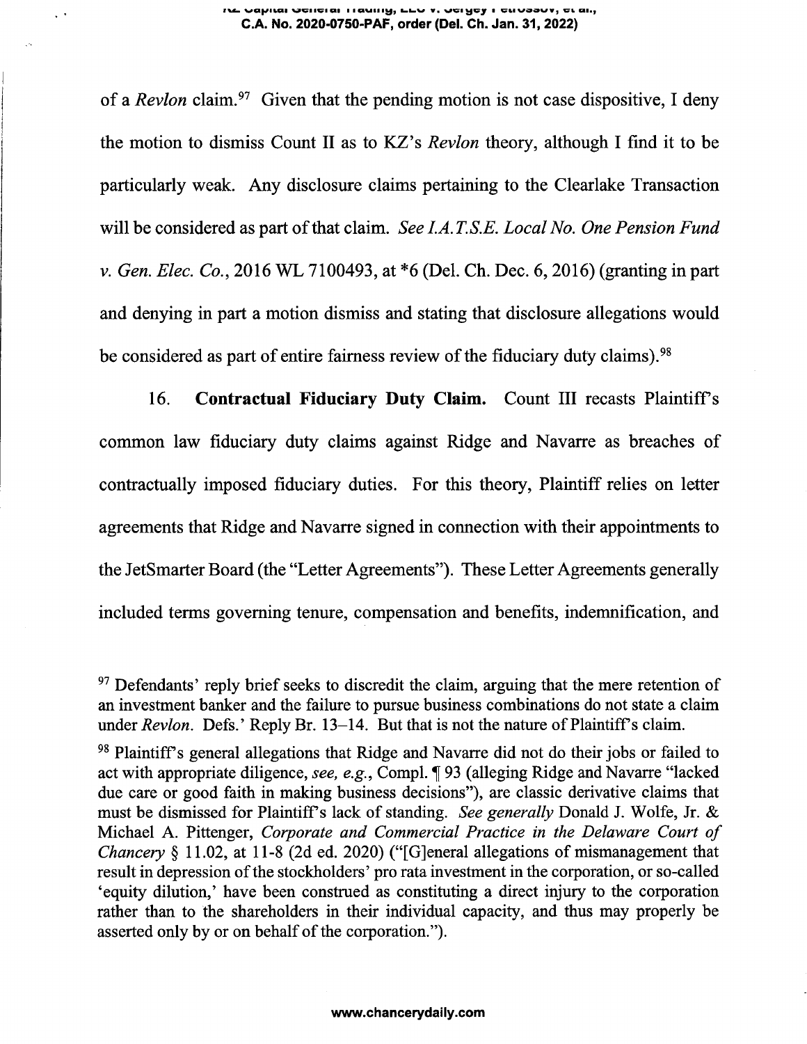of a *Revlon* claim.[97] Given that the pending motion is not case dispositive, I deny the motion to dismiss Count II as to KZ's *Revlon* theory, although I find it to be particularly weak. Any disclosure claims pertaining to the Clearlake Transaction will be considered as part of that claim. *See I.A.T.S.E. Local No. One Pension Fund v. Gen. Elec. Co.*, 2016 WL 7100493, at *6 (Del. Ch. Dec. 6, 2016) (granting in part and denying in part a motion dismiss and stating that disclosure allegations would be considered as part of entire fairness review of the fiduciary duty claims).[98]

16. **Contractual Fiduciary Duty Claim.** Count III recasts Plaintiff's common law fiduciary duty claims against Ridge and Navarre as breaches of contractually imposed fiduciary duties. For this theory, Plaintiff relies on letter agreements that Ridge and Navarre signed in connection with their appointments to the JetSmarter Board (the "Letter Agreements"). These Letter Agreements generally included terms governing tenure, compensation and benefits, indemnification, and

---

[97] Defendants' reply brief seeks to discredit the claim, arguing that the mere retention of an investment banker and the failure to pursue business combinations do not state a claim under *Revlon*. Defs.' Reply Br. 13–14. But that is not the nature of Plaintiff's claim.

[98] Plaintiff's general allegations that Ridge and Navarre did not do their jobs or failed to act with appropriate diligence, *see, e.g.*, Compl. ¶ 93 (alleging Ridge and Navarre "lacked due care or good faith in making business decisions"), are classic derivative claims that must be dismissed for Plaintiff's lack of standing. *See generally* Donald J. Wolfe, Jr. & Michael A. Pittenger, *Corporate and Commercial Practice in the Delaware Court of Chancery* § 11.02, at 11-8 (2d ed. 2020) ("[G]eneral allegations of mismanagement that result in depression of the stockholders' pro rata investment in the corporation, or so-called 'equity dilution,' have been construed as constituting a direct injury to the corporation rather than to the shareholders in their individual capacity, and thus may properly be asserted only by or on behalf of the corporation.").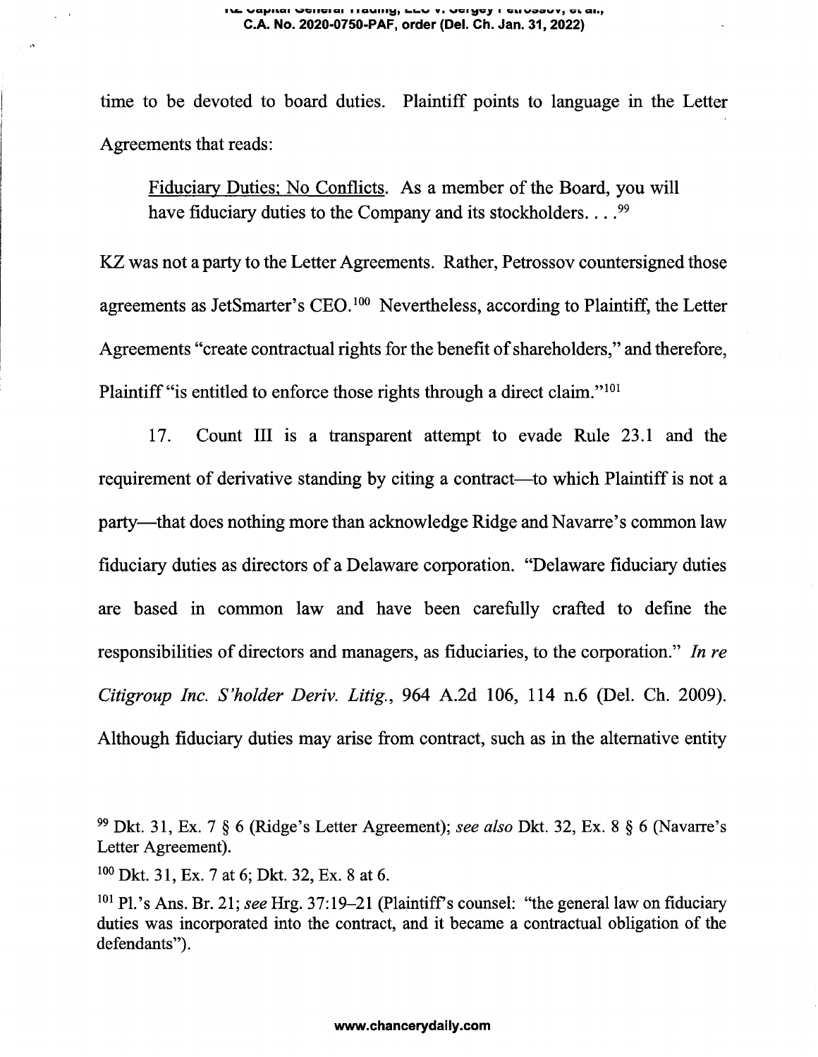time to be devoted to board duties. Plaintiff points to language in the Letter Agreements that reads:

> Fiduciary Duties; No Conflicts. As a member of the Board, you will have fiduciary duties to the Company and its stockholders. . . .[99]

KZ was not a party to the Letter Agreements. Rather, Petrossov countersigned those agreements as JetSmarter's CEO.[100] Nevertheless, according to Plaintiff, the Letter Agreements "create contractual rights for the benefit of shareholders," and therefore, Plaintiff "is entitled to enforce those rights through a direct claim."[101]

17. Count III is a transparent attempt to evade Rule 23.1 and the requirement of derivative standing by citing a contract—to which Plaintiff is not a party—that does nothing more than acknowledge Ridge and Navarre's common law fiduciary duties as directors of a Delaware corporation. "Delaware fiduciary duties are based in common law and have been carefully crafted to define the responsibilities of directors and managers, as fiduciaries, to the corporation." *In re Citigroup Inc. S'holder Deriv. Litig.*, 964 A.2d 106, 114 n.6 (Del. Ch. 2009). Although fiduciary duties may arise from contract, such as in the alternative entity

---

[99] Dkt. 31, Ex. 7 § 6 (Ridge's Letter Agreement); *see also* Dkt. 32, Ex. 8 § 6 (Navarre's Letter Agreement).

[100] Dkt. 31, Ex. 7 at 6; Dkt. 32, Ex. 8 at 6.

[101] Pl.'s Ans. Br. 21; *see* Hrg. 37:19–21 (Plaintiff's counsel: "the general law on fiduciary duties was incorporated into the contract, and it became a contractual obligation of the defendants").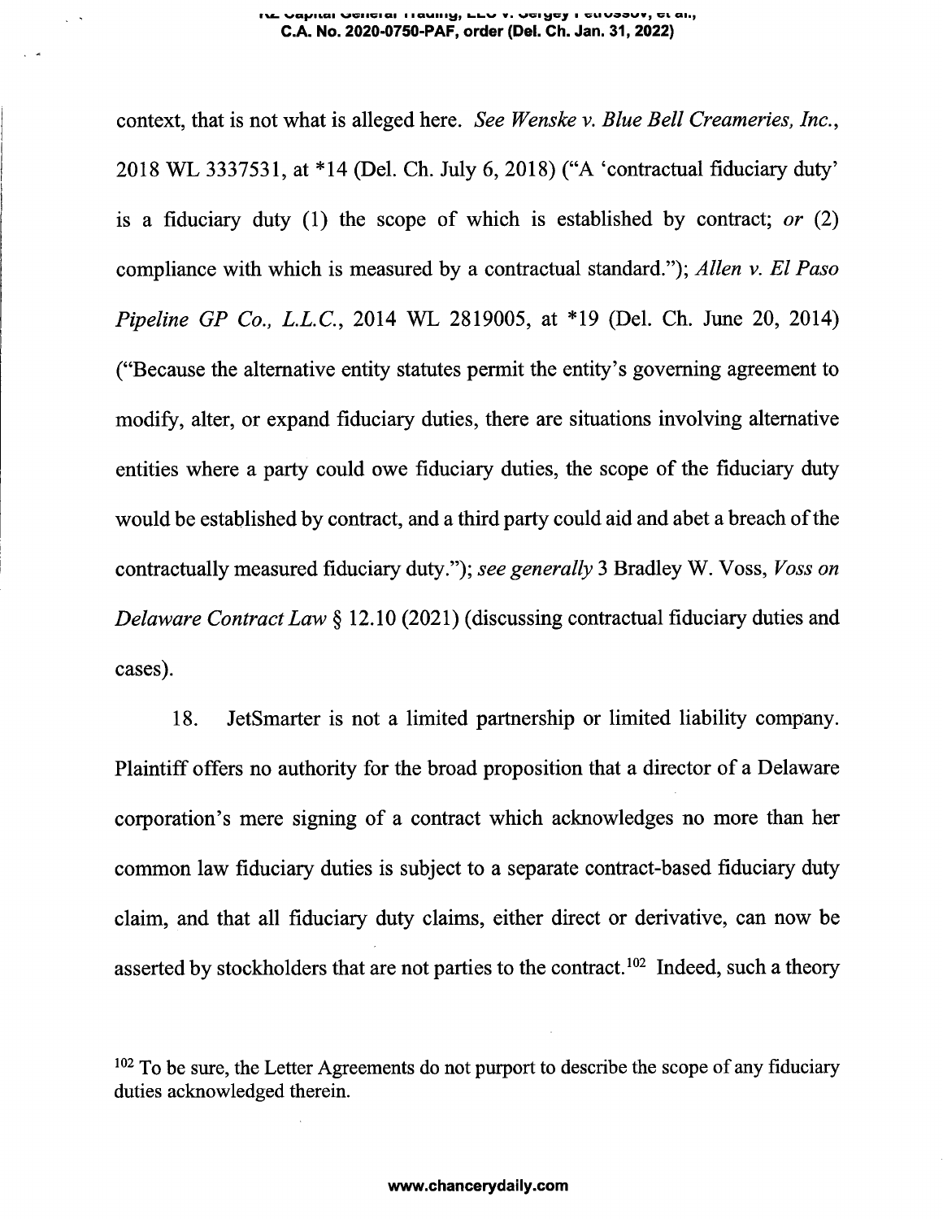context, that is not what is alleged here. *See Wenske v. Blue Bell Creameries, Inc.*, 2018 WL 3337531, at *14 (Del. Ch. July 6, 2018) ("A 'contractual fiduciary duty' is a fiduciary duty (1) the scope of which is established by contract; *or* (2) compliance with which is measured by a contractual standard."); *Allen v. El Paso Pipeline GP Co., L.L.C.*, 2014 WL 2819005, at *19 (Del. Ch. June 20, 2014) ("Because the alternative entity statutes permit the entity's governing agreement to modify, alter, or expand fiduciary duties, there are situations involving alternative entities where a party could owe fiduciary duties, the scope of the fiduciary duty would be established by contract, and a third party could aid and abet a breach of the contractually measured fiduciary duty."); *see generally* 3 Bradley W. Voss, *Voss on Delaware Contract Law* § 12.10 (2021) (discussing contractual fiduciary duties and cases).

18. JetSmarter is not a limited partnership or limited liability company. Plaintiff offers no authority for the broad proposition that a director of a Delaware corporation's mere signing of a contract which acknowledges no more than her common law fiduciary duties is subject to a separate contract-based fiduciary duty claim, and that all fiduciary duty claims, either direct or derivative, can now be asserted by stockholders that are not parties to the contract.[102] Indeed, such a theory

[102] To be sure, the Letter Agreements do not purport to describe the scope of any fiduciary duties acknowledged therein.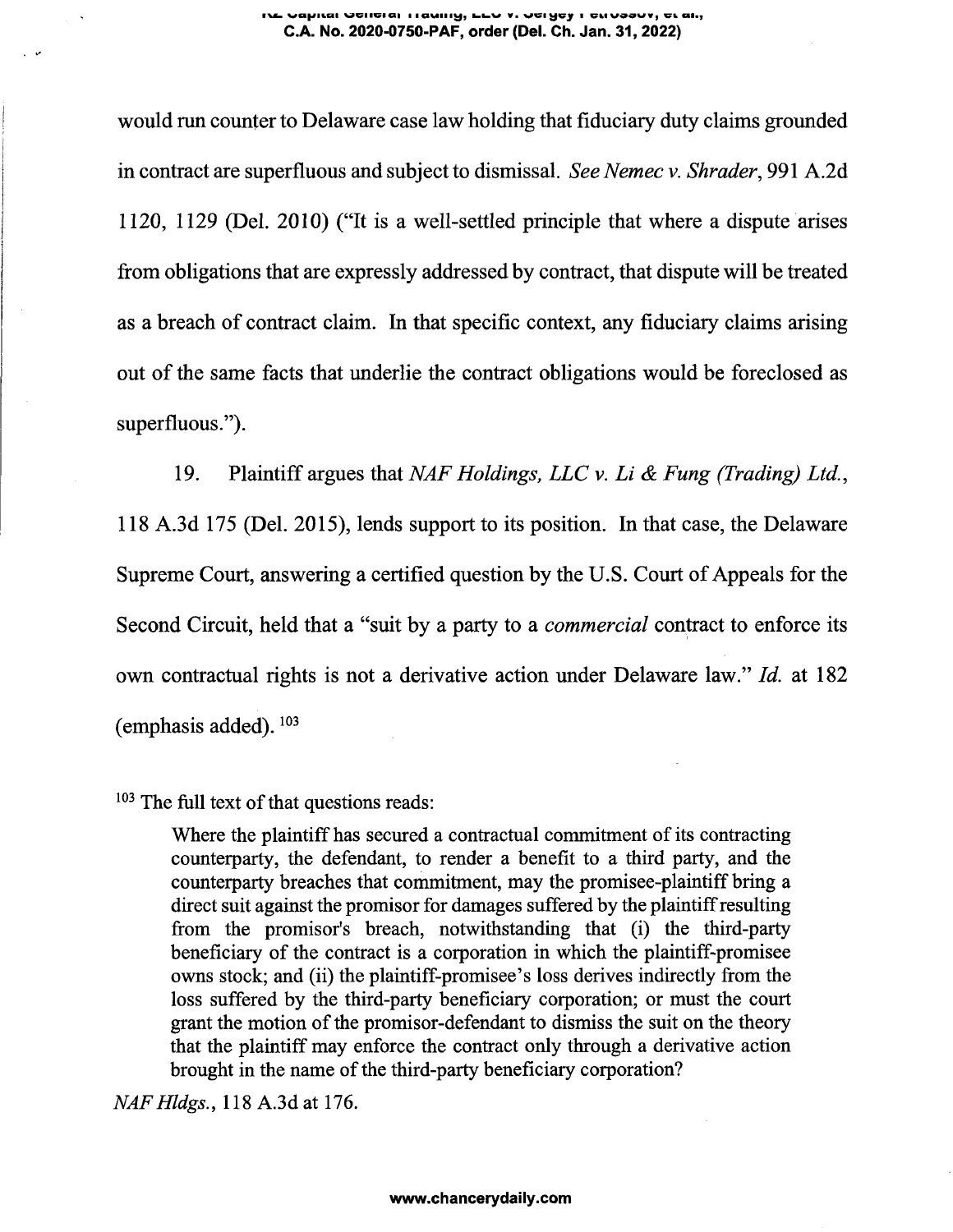would run counter to Delaware case law holding that fiduciary duty claims grounded in contract are superfluous and subject to dismissal. *See Nemec v. Shrader*, 991 A.2d 1120, 1129 (Del. 2010) ("It is a well-settled principle that where a dispute arises from obligations that are expressly addressed by contract, that dispute will be treated as a breach of contract claim. In that specific context, any fiduciary claims arising out of the same facts that underlie the contract obligations would be foreclosed as superfluous.").

19. Plaintiff argues that *NAF Holdings, LLC v. Li & Fung (Trading) Ltd.*, 118 A.3d 175 (Del. 2015), lends support to its position. In that case, the Delaware Supreme Court, answering a certified question by the U.S. Court of Appeals for the Second Circuit, held that a "suit by a party to a *commercial* contract to enforce its own contractual rights is not a derivative action under Delaware law." *Id.* at 182 (emphasis added).[103]

---

[103] The full text of that questions reads:

> Where the plaintiff has secured a contractual commitment of its contracting counterparty, the defendant, to render a benefit to a third party, and the counterparty breaches that commitment, may the promisee-plaintiff bring a direct suit against the promisor for damages suffered by the plaintiff resulting from the promisor's breach, notwithstanding that (i) the third-party beneficiary of the contract is a corporation in which the plaintiff-promisee owns stock; and (ii) the plaintiff-promisee's loss derives indirectly from the loss suffered by the third-party beneficiary corporation; or must the court grant the motion of the promisor-defendant to dismiss the suit on the theory that the plaintiff may enforce the contract only through a derivative action brought in the name of the third-party beneficiary corporation?

*NAF Hldgs.*, 118 A.3d at 176.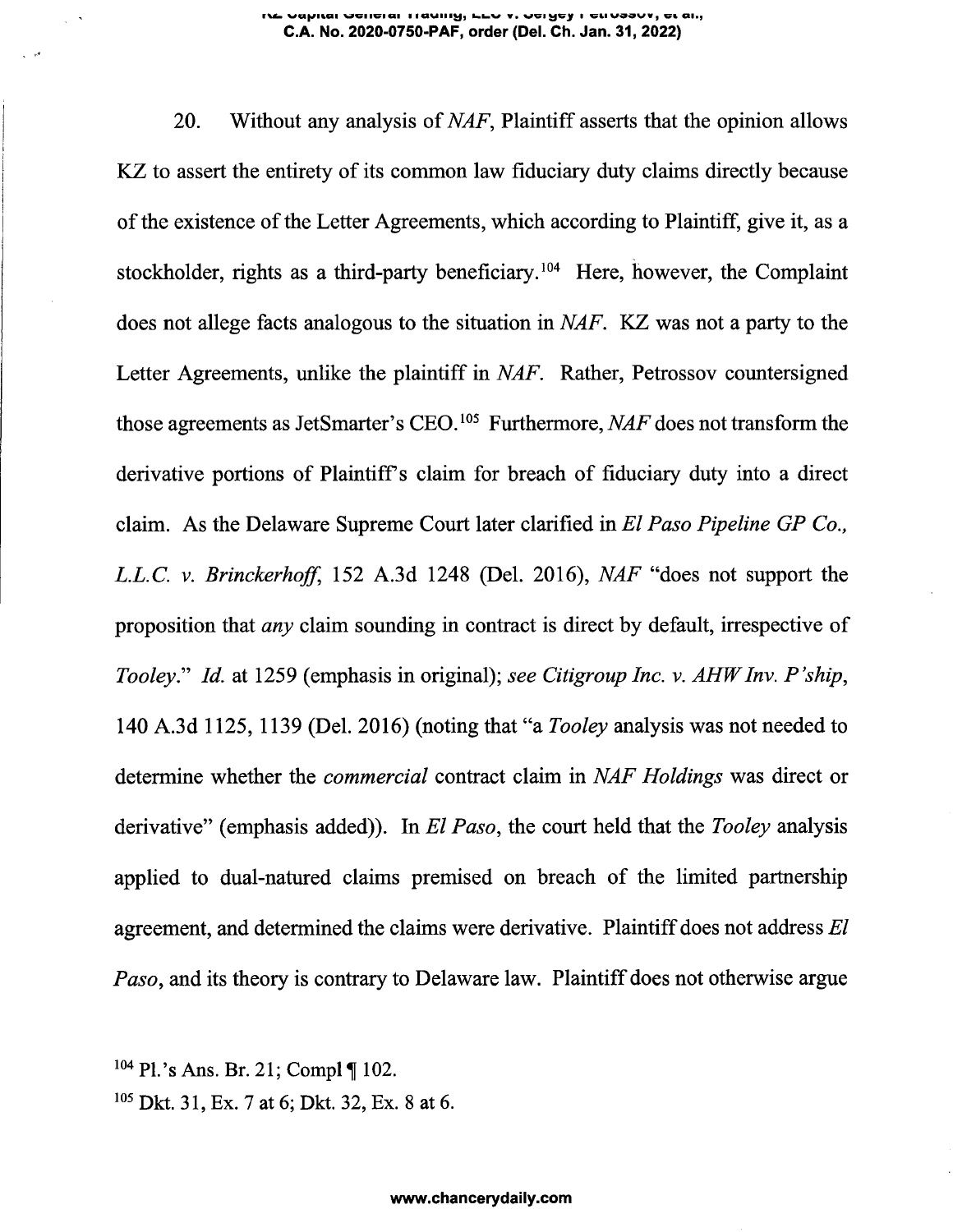20. Without any analysis of *NAF*, Plaintiff asserts that the opinion allows KZ to assert the entirety of its common law fiduciary duty claims directly because of the existence of the Letter Agreements, which according to Plaintiff, give it, as a stockholder, rights as a third-party beneficiary.[104] Here, however, the Complaint does not allege facts analogous to the situation in *NAF*. KZ was not a party to the Letter Agreements, unlike the plaintiff in *NAF*. Rather, Petrossov countersigned those agreements as JetSmarter's CEO.[105] Furthermore, *NAF* does not transform the derivative portions of Plaintiff's claim for breach of fiduciary duty into a direct claim. As the Delaware Supreme Court later clarified in *El Paso Pipeline GP Co., L.L.C. v. Brinckerhoff*, 152 A.3d 1248 (Del. 2016), *NAF* "does not support the proposition that *any* claim sounding in contract is direct by default, irrespective of *Tooley*." *Id.* at 1259 (emphasis in original); *see Citigroup Inc. v. AHW Inv. P'ship*, 140 A.3d 1125, 1139 (Del. 2016) (noting that "a *Tooley* analysis was not needed to determine whether the *commercial* contract claim in *NAF Holdings* was direct or derivative" (emphasis added)). In *El Paso*, the court held that the *Tooley* analysis applied to dual-natured claims premised on breach of the limited partnership agreement, and determined the claims were derivative. Plaintiff does not address *El Paso*, and its theory is contrary to Delaware law. Plaintiff does not otherwise argue

[104] Pl.'s Ans. Br. 21; Compl ¶ 102.

[105] Dkt. 31, Ex. 7 at 6; Dkt. 32, Ex. 8 at 6.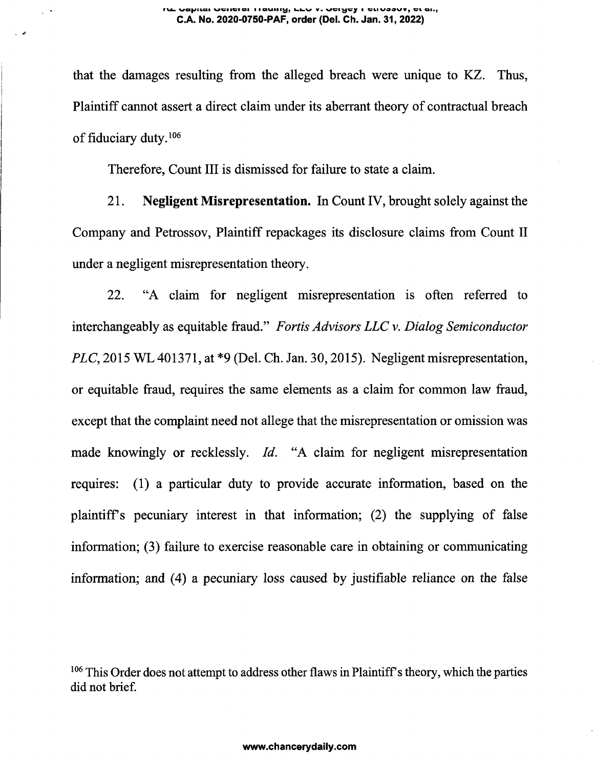that the damages resulting from the alleged breach were unique to KZ. Thus, Plaintiff cannot assert a direct claim under its aberrant theory of contractual breach of fiduciary duty.[106]

Therefore, Count III is dismissed for failure to state a claim.

21. **Negligent Misrepresentation.** In Count IV, brought solely against the Company and Petrossov, Plaintiff repackages its disclosure claims from Count II under a negligent misrepresentation theory.

22. "A claim for negligent misrepresentation is often referred to interchangeably as equitable fraud." *Fortis Advisors LLC v. Dialog Semiconductor PLC*, 2015 WL 401371, at *9 (Del. Ch. Jan. 30, 2015). Negligent misrepresentation, or equitable fraud, requires the same elements as a claim for common law fraud, except that the complaint need not allege that the misrepresentation or omission was made knowingly or recklessly. *Id.* "A claim for negligent misrepresentation requires: (1) a particular duty to provide accurate information, based on the plaintiff's pecuniary interest in that information; (2) the supplying of false information; (3) failure to exercise reasonable care in obtaining or communicating information; and (4) a pecuniary loss caused by justifiable reliance on the false

[106] This Order does not attempt to address other flaws in Plaintiff's theory, which the parties did not brief.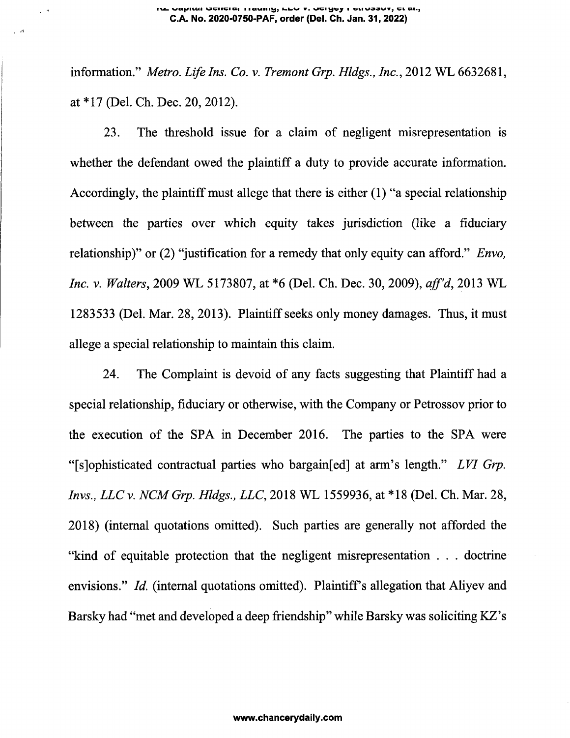information." *Metro. Life Ins. Co. v. Tremont Grp. Hldgs., Inc.*, 2012 WL 6632681, at *17 (Del. Ch. Dec. 20, 2012).

23. The threshold issue for a claim of negligent misrepresentation is whether the defendant owed the plaintiff a duty to provide accurate information. Accordingly, the plaintiff must allege that there is either (1) "a special relationship between the parties over which equity takes jurisdiction (like a fiduciary relationship)" or (2) "justification for a remedy that only equity can afford." *Envo, Inc. v. Walters*, 2009 WL 5173807, at *6 (Del. Ch. Dec. 30, 2009), *aff'd*, 2013 WL 1283533 (Del. Mar. 28, 2013). Plaintiff seeks only money damages. Thus, it must allege a special relationship to maintain this claim.

24. The Complaint is devoid of any facts suggesting that Plaintiff had a special relationship, fiduciary or otherwise, with the Company or Petrossov prior to the execution of the SPA in December 2016. The parties to the SPA were "[s]ophisticated contractual parties who bargain[ed] at arm's length." *LVI Grp. Invs., LLC v. NCM Grp. Hldgs., LLC*, 2018 WL 1559936, at *18 (Del. Ch. Mar. 28, 2018) (internal quotations omitted). Such parties are generally not afforded the "kind of equitable protection that the negligent misrepresentation . . . doctrine envisions." *Id.* (internal quotations omitted). Plaintiff's allegation that Aliyev and Barsky had "met and developed a deep friendship" while Barsky was soliciting KZ's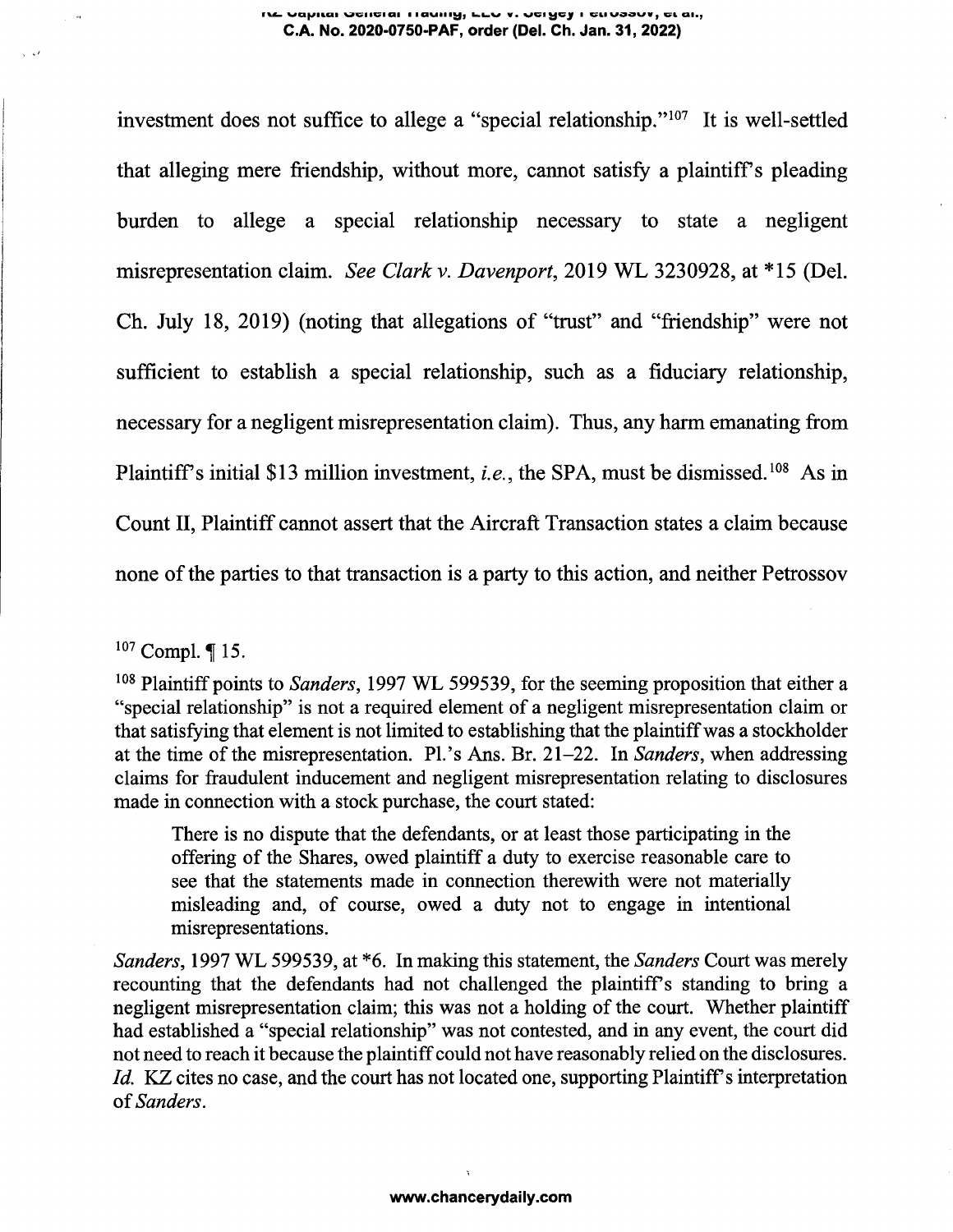investment does not suffice to allege a "special relationship."[107] It is well-settled that alleging mere friendship, without more, cannot satisfy a plaintiff's pleading burden to allege a special relationship necessary to state a negligent misrepresentation claim. *See Clark v. Davenport*, 2019 WL 3230928, at *15 (Del. Ch. July 18, 2019) (noting that allegations of "trust" and "friendship" were not sufficient to establish a special relationship, such as a fiduciary relationship, necessary for a negligent misrepresentation claim). Thus, any harm emanating from Plaintiff's initial $13 million investment, *i.e.*, the SPA, must be dismissed.[108] As in Count II, Plaintiff cannot assert that the Aircraft Transaction states a claim because none of the parties to that transaction is a party to this action, and neither Petrossov

---

[107] Compl. ¶ 15.

[108] Plaintiff points to *Sanders*, 1997 WL 599539, for the seeming proposition that either a "special relationship" is not a required element of a negligent misrepresentation claim or that satisfying that element is not limited to establishing that the plaintiff was a stockholder at the time of the misrepresentation. Pl.'s Ans. Br. 21–22. In *Sanders*, when addressing claims for fraudulent inducement and negligent misrepresentation relating to disclosures made in connection with a stock purchase, the court stated:

> There is no dispute that the defendants, or at least those participating in the offering of the Shares, owed plaintiff a duty to exercise reasonable care to see that the statements made in connection therewith were not materially misleading and, of course, owed a duty not to engage in intentional misrepresentations.

*Sanders*, 1997 WL 599539, at *6. In making this statement, the *Sanders* Court was merely recounting that the defendants had not challenged the plaintiff's standing to bring a negligent misrepresentation claim; this was not a holding of the court. Whether plaintiff had established a "special relationship" was not contested, and in any event, the court did not need to reach it because the plaintiff could not have reasonably relied on the disclosures. *Id.* KZ cites no case, and the court has not located one, supporting Plaintiff's interpretation of *Sanders*.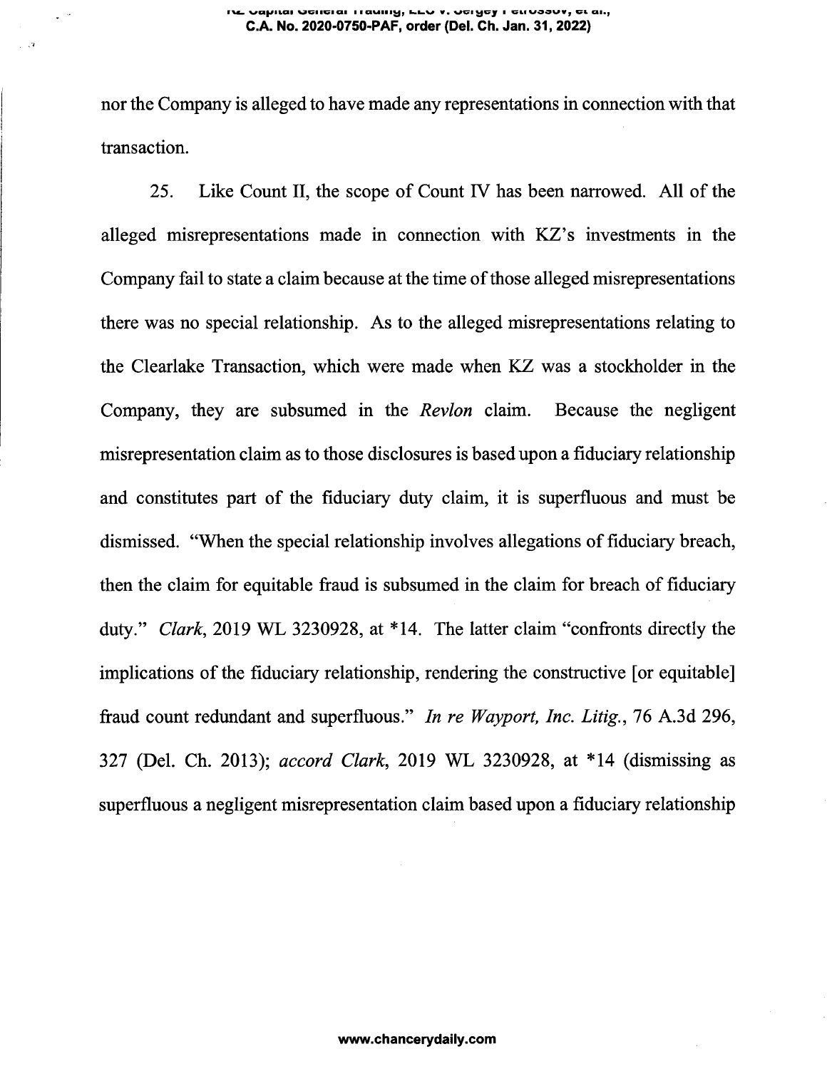nor the Company is alleged to have made any representations in connection with that transaction.

25. Like Count II, the scope of Count IV has been narrowed. All of the alleged misrepresentations made in connection with KZ's investments in the Company fail to state a claim because at the time of those alleged misrepresentations there was no special relationship. As to the alleged misrepresentations relating to the Clearlake Transaction, which were made when KZ was a stockholder in the Company, they are subsumed in the *Revlon* claim. Because the negligent misrepresentation claim as to those disclosures is based upon a fiduciary relationship and constitutes part of the fiduciary duty claim, it is superfluous and must be dismissed. "When the special relationship involves allegations of fiduciary breach, then the claim for equitable fraud is subsumed in the claim for breach of fiduciary duty." *Clark*, 2019 WL 3230928, at *14. The latter claim "confronts directly the implications of the fiduciary relationship, rendering the constructive [or equitable] fraud count redundant and superfluous." *In re Wayport, Inc. Litig.*, 76 A.3d 296, 327 (Del. Ch. 2013); *accord Clark*, 2019 WL 3230928, at *14 (dismissing as superfluous a negligent misrepresentation claim based upon a fiduciary relationship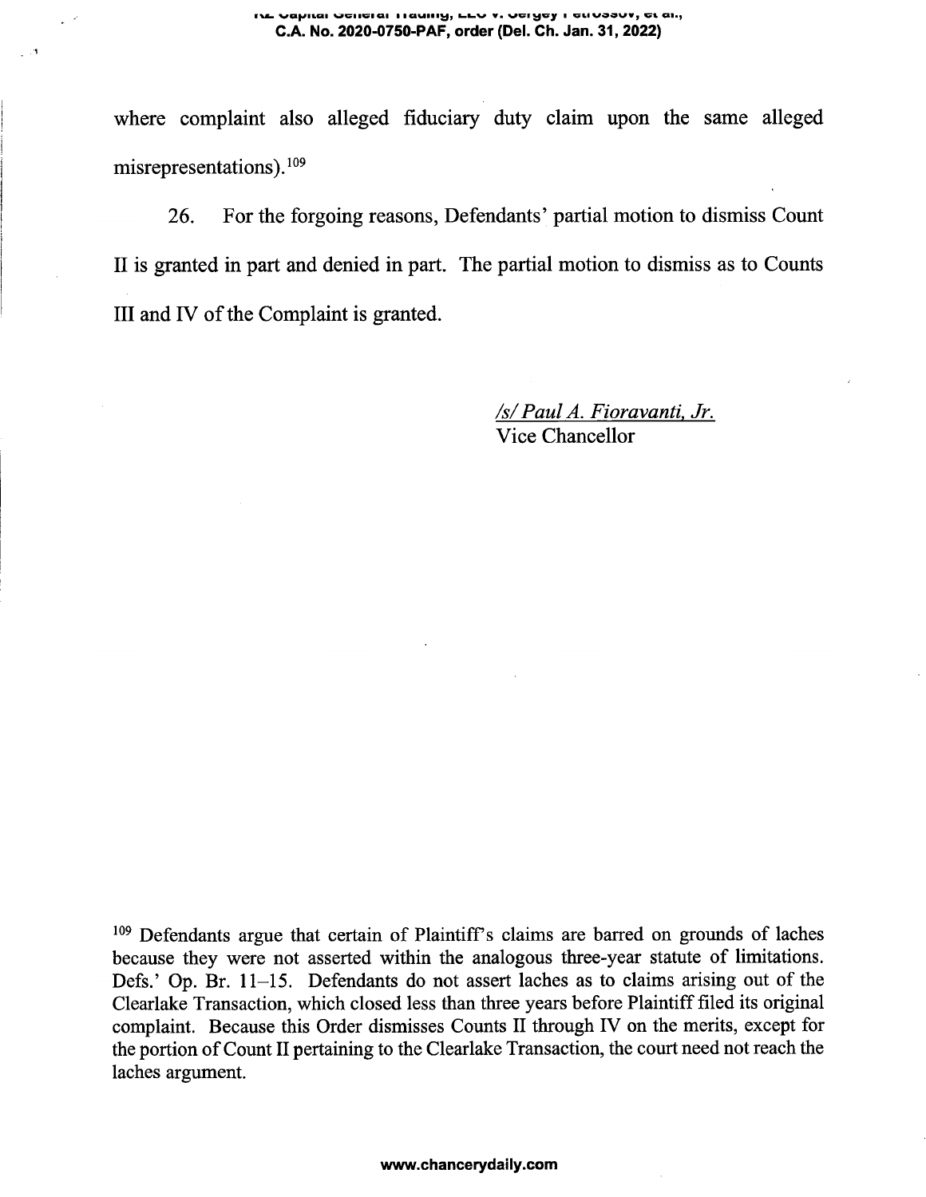where complaint also alleged fiduciary duty claim upon the same alleged misrepresentations).[109]

26. For the forgoing reasons, Defendants' partial motion to dismiss Count II is granted in part and denied in part. The partial motion to dismiss as to Counts III and IV of the Complaint is granted.

*/s/ Paul A. Fioravanti, Jr.*
Vice Chancellor

[109] Defendants argue that certain of Plaintiff's claims are barred on grounds of laches because they were not asserted within the analogous three-year statute of limitations. Defs.' Op. Br. 11–15. Defendants do not assert laches as to claims arising out of the Clearlake Transaction, which closed less than three years before Plaintiff filed its original complaint. Because this Order dismisses Counts II through IV on the merits, except for the portion of Count II pertaining to the Clearlake Transaction, the court need not reach the laches argument.